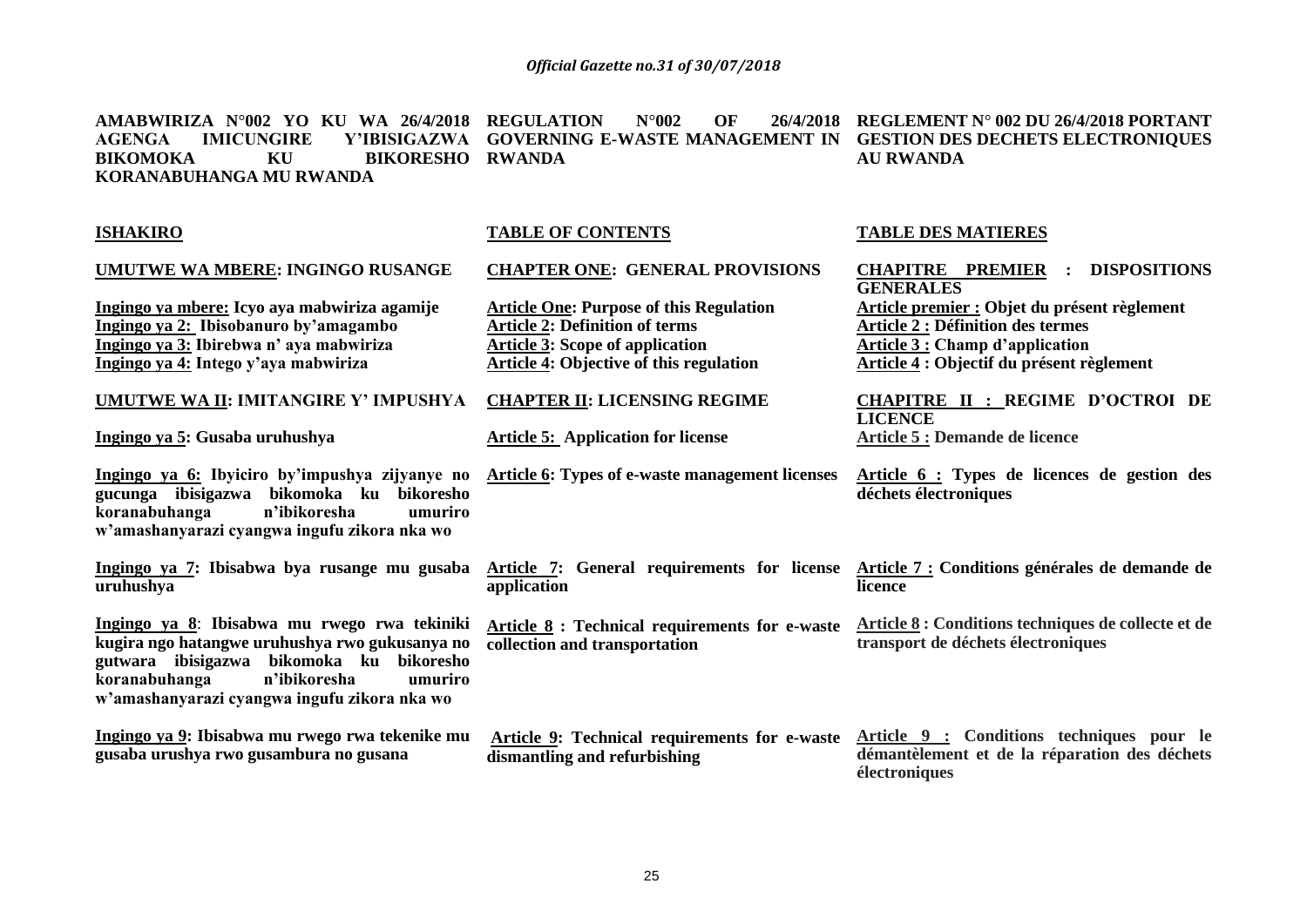**AMABWIRIZA N°002 YO KU WA 26/4/2018 AGENGA IMICUNGIRE Y'IBISIGAZWA BIKOMOKA KU BIKORESHO KORANABUHANGA MU RWANDA**

**REGULATION N°002 OF 26/4/2018 GOVERNING E-WASTE MANAGEMENT IN RWANDA**

**REGLEMENT N° 002 DU 26/4/2018 PORTANT GESTION DES DECHETS ELECTRONIQUES AU RWANDA**

| **ISHAKIRO** | **TABLE OF CONTENTS** | **TABLE DES MATIERES** |
|---|---|---|
| **UMUTWE WA MBERE: INGINGO RUSANGE** | **CHAPTER ONE: GENERAL PROVISIONS** | **CHAPITRE PREMIER : DISPOSITIONS GENERALES** |
| **Ingingo ya mbere: Icyo aya mabwiriza agamije** | **Article One: Purpose of this Regulation** | **Article premier : Objet du présent règlement** |
| **Ingingo ya 2: Ibisobanuro by'amagambo** | **Article 2: Definition of terms** | **Article 2 : Définition des termes** |
| **Ingingo ya 3: Ibirebwa n' aya mabwiriza** | **Article 3: Scope of application** | **Article 3 : Champ d'application** |
| **Ingingo ya 4: Intego y'aya mabwiriza** | **Article 4: Objective of this regulation** | **Article 4 : Objectif du présent règlement** |
| **UMUTWE WA II: IMITANGIRE Y' IMPUSHYA** | **CHAPTER II: LICENSING REGIME** | **CHAPITRE II : REGIME D'OCTROI DE LICENCE** |
| **Ingingo ya 5: Gusaba uruhushya** | **Article 5: Application for license** | **Article 5 : Demande de licence** |
| **Ingingo ya 6: Ibyiciro by'impushya zijyanye no gucunga ibisigazwa bikomoka ku bikoresho koranabuhanga n'ibikoresha umuriro w'amashanyarazi cyangwa ingufu zikora nka wo** | **Article 6: Types of e-waste management licenses** | **Article 6 : Types de licences de gestion des déchets électroniques** |
| **Ingingo ya 7: Ibisabwa bya rusange mu gusaba uruhushya** | **Article 7: General requirements for license application** | **Article 7 : Conditions générales de demande de licence** |
| **Ingingo ya 8: Ibisabwa mu rwego rwa tekiniki kugira ngo hatangwe uruhushya rwo gukusanya no gutwara ibisigazwa bikomoka ku bikoresho koranabuhanga n'ibikoresha umuriro w'amashanyarazi cyangwa ingufu zikora nka wo** | **Article 8 : Technical requirements for e-waste collection and transportation** | **Article 8 : Conditions techniques de collecte et de transport de déchets électroniques** |
| **Ingingo ya 9: Ibisabwa mu rwego rwa tekenike mu gusaba urushya rwo gusambura no gusana** | **Article 9: Technical requirements for e-waste dismantling and refurbishing** | **Article 9 : Conditions techniques pour le démantèlement et de la réparation des déchets électroniques** |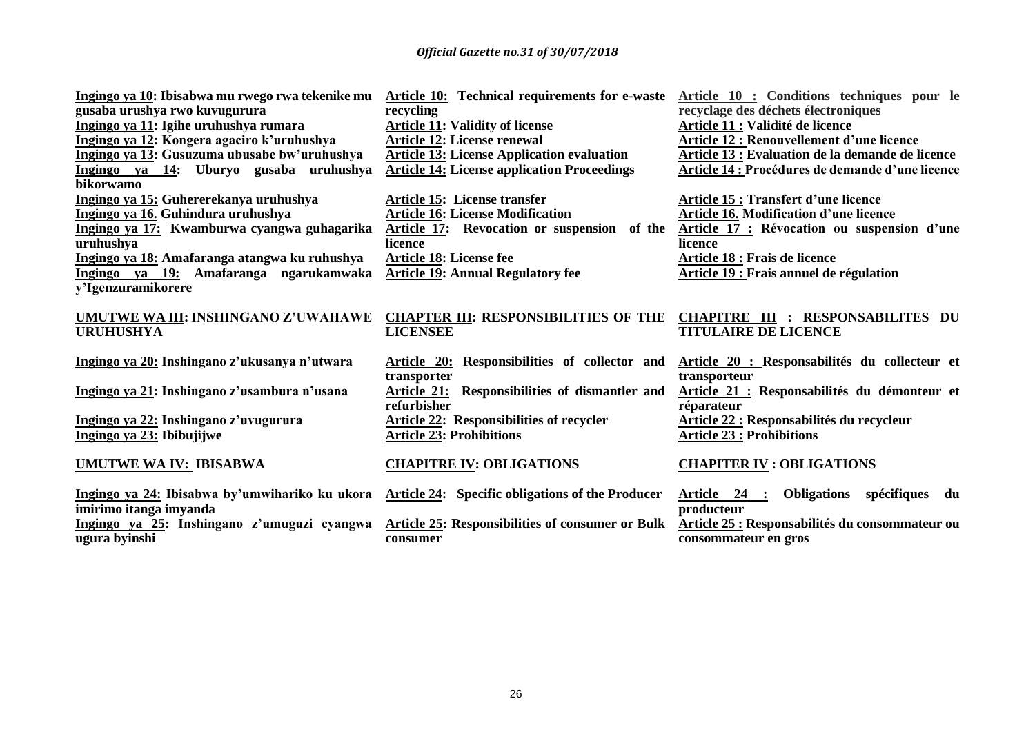| Kinyarwanda | English | Français |
|---|---|---|
| **Ingingo ya 10: Ibisabwa mu rwego rwa tekenike mu gusaba urushya rwo kuvugurura** | **Article 10: Technical requirements for e-waste recycling** | **Article 10 : Conditions techniques pour le recyclage des déchets électroniques** |
| **Ingingo ya 11: Igihe uruhushya rumara** | **Article 11: Validity of license** | **Article 11 : Validité de licence** |
| **Ingingo ya 12: Kongera agaciro k'uruhushya** | **Article 12: License renewal** | **Article 12 : Renouvellement d'une licence** |
| **Ingingo ya 13: Gusuzuma ubusabe bw'uruhushya** | **Article 13: License Application evaluation** | **Article 13 : Evaluation de la demande de licence** |
| **Ingingo ya 14: Uburyo gusaba uruhushya bikorwamo** | **Article 14: License application Proceedings** | **Article 14 : Procédures de demande d'une licence** |
| **Ingingo ya 15: Guhererekanya uruhushya** | **Article 15: License transfer** | **Article 15 : Transfert d'une licence** |
| **Ingingo ya 16. Guhindura uruhushya** | **Article 16: License Modification** | **Article 16. Modification d'une licence** |
| **Ingingo ya 17: Kwamburwa cyangwa guhagarika uruhushya** | **Article 17: Revocation or suspension of the licence** | **Article 17 : Révocation ou suspension d'une licence** |
| **Ingingo ya 18: Amafaranga atangwa ku ruhushya** | **Article 18: License fee** | **Article 18 : Frais de licence** |
| **Ingingo ya 19: Amafaranga ngarukamwaka y'Igenzuramikorere** | **Article 19: Annual Regulatory fee** | **Article 19 : Frais annuel de régulation** |
| **UMUTWE WA III: INSHINGANO Z'UWAHAWE URUHUSHYA** | **CHAPTER III: RESPONSIBILITIES OF THE LICENSEE** | **CHAPITRE III : RESPONSABILITES DU TITULAIRE DE LICENCE** |
| **Ingingo ya 20: Inshingano z'ukusanya n'utwara** | **Article 20: Responsibilities of collector and transporter** | **Article 20 : Responsabilités du collecteur et transporteur** |
| **Ingingo ya 21: Inshingano z'usambura n'usana** | **Article 21: Responsibilities of dismantler and refurbisher** | **Article 21 : Responsabilités du démonteur et réparateur** |
| **Ingingo ya 22: Inshingano z'uvugurura** | **Article 22: Responsibilities of recycler** | **Article 22 : Responsabilités du recycleur** |
| **Ingingo ya 23: Ibibujijwe** | **Article 23: Prohibitions** | **Article 23 : Prohibitions** |
| **UMUTWE WA IV: IBISABWA** | **CHAPITRE IV: OBLIGATIONS** | **CHAPITER IV : OBLIGATIONS** |
| **Ingingo ya 24: Ibisabwa by'umwihariko ku ukora imirimo itanga imyanda** | **Article 24: Specific obligations of the Producer** | **Article 24 : Obligations spécifiques du producteur** |
| **Ingingo ya 25: Inshingano z'umuguzi cyangwa ugura byinshi** | **Article 25: Responsibilities of consumer or Bulk consumer** | **Article 25 : Responsabilités du consommateur ou consommateur en gros** |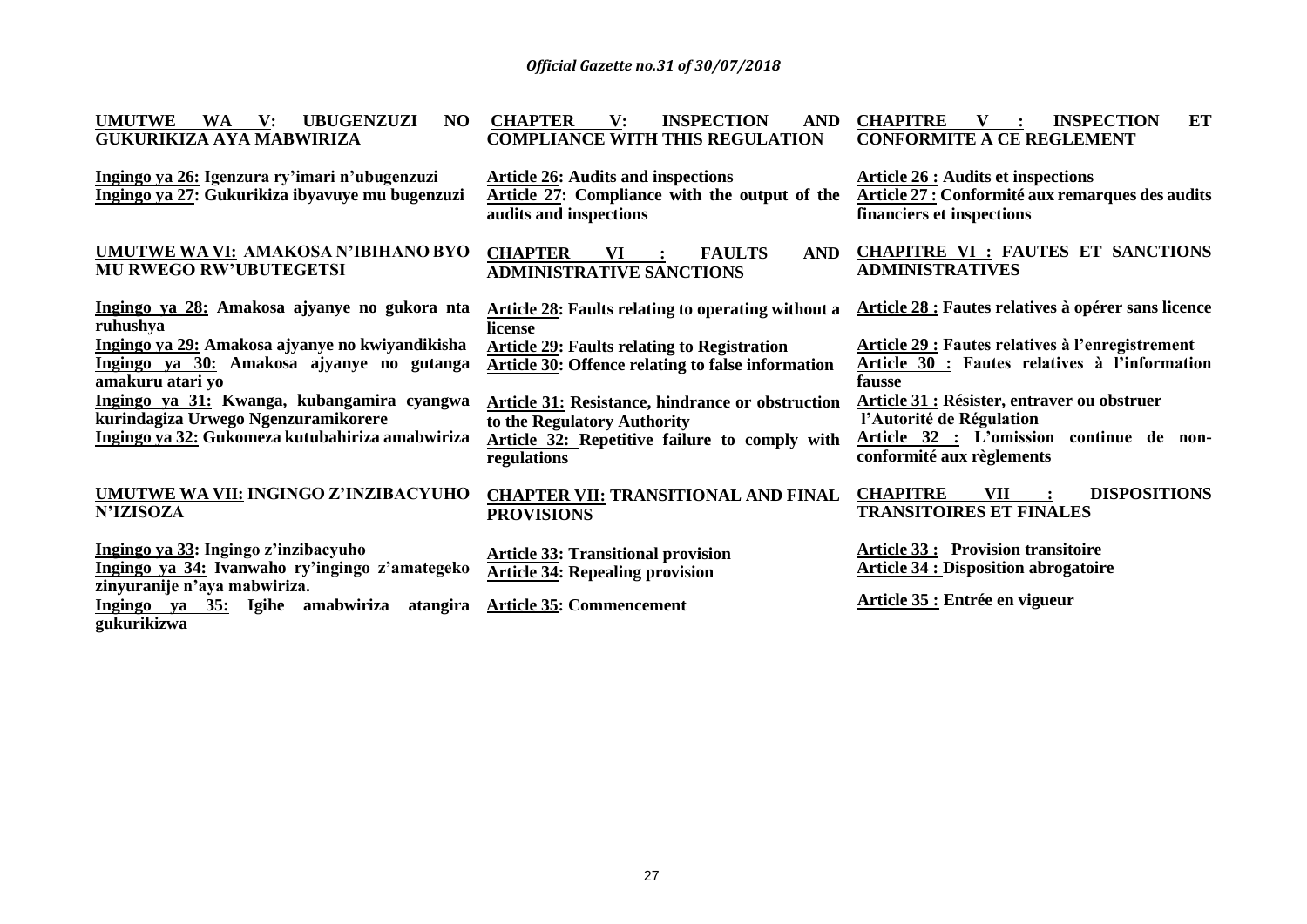**UMUTWE WA V: UBUGENZUZI NO GUKURIKIZA AYA MABWIRIZA**

Ingingo ya 26: Igenzura ry'imari n'ubugenzuzi
Ingingo ya 27: Gukurikiza ibyavuye mu bugenzuzi

**UMUTWE WA VI: AMAKOSA N'IBIHANO BYO MU RWEGO RW'UBUTEGETSI**

Ingingo ya 28: Amakosa ajyanye no gukora nta ruhushya
Ingingo ya 29: Amakosa ajyanye no kwiyandikisha
Ingingo ya 30: Amakosa ajyanye no gutanga amakuru atari yo
Ingingo ya 31: Kwanga, kubangamira cyangwa kurindagiza Urwego Ngenzuramikorere
Ingingo ya 32: Gukomeza kutubahiriza amabwiriza

**UMUTWE WA VII: INGINGO Z'INZIBACYUHO N'IZISOZA**

Ingingo ya 33: Ingingo z'inzibacyuho
Ingingo ya 34: Ivanwaho ry'ingingo z'amategeko zinyuranije n'aya mabwiriza.
Ingingo ya 35: Igihe amabwiriza atangira gukurikizwa

**CHAPTER V: INSPECTION AND COMPLIANCE WITH THIS REGULATION**

Article 26: Audits and inspections
Article 27: Compliance with the output of the audits and inspections

**CHAPTER VI : FAULTS AND ADMINISTRATIVE SANCTIONS**

Article 28: Faults relating to operating without a license
Article 29: Faults relating to Registration
Article 30: Offence relating to false information
Article 31: Resistance, hindrance or obstruction to the Regulatory Authority
Article 32: Repetitive failure to comply with regulations

**CHAPTER VII: TRANSITIONAL AND FINAL PROVISIONS**

Article 33: Transitional provision
Article 34: Repealing provision
Article 35: Commencement

**CHAPITRE V : INSPECTION ET CONFORMITE A CE REGLEMENT**

Article 26 : Audits et inspections
Article 27 : Conformité aux remarques des audits financiers et inspections

**CHAPITRE VI : FAUTES ET SANCTIONS ADMINISTRATIVES**

Article 28 : Fautes relatives à opérer sans licence
Article 29 : Fautes relatives à l'enregistrement
Article 30 : Fautes relatives à l'information fausse
Article 31 : Résister, entraver ou obstruer l'Autorité de Régulation
Article 32 : L'omission continue de non-conformité aux règlements

**CHAPITRE VII : DISPOSITIONS TRANSITOIRES ET FINALES**

Article 33 : Provision transitoire
Article 34 : Disposition abrogatoire
Article 35 : Entrée en vigueur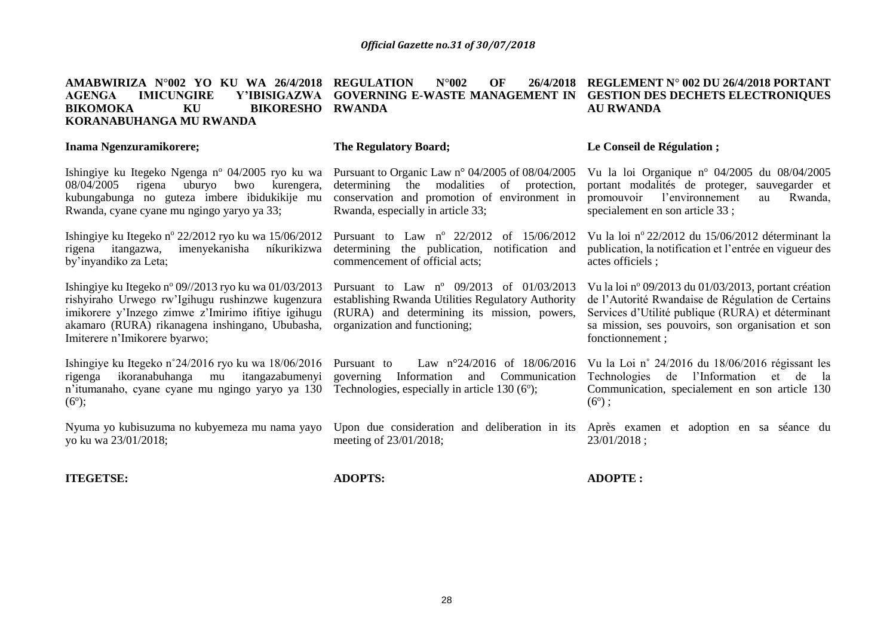**AMABWIRIZA N°002 YO KU WA 26/4/2018 AGENGA IMICUNGIRE Y'IBISIGAZWA BIKOMOKA KU BIKORESHO KORANABUHANGA MU RWANDA**

**Inama Ngenzuramikorere;**

Ishingiye ku Itegeko Ngenga n° 04/2005 ryo ku wa 08/04/2005 rigena uburyo bwo kurengera, kubungabunga no guteza imbere ibidukikije mu Rwanda, cyane cyane mu ngingo yaryo ya 33;

Ishingiye ku Itegeko n° 22/2012 ryo ku wa 15/06/2012 rigena itangazwa, imenyekanisha níkurikizwa by'inyandiko za Leta;

Ishingiye ku Itegeko n° 09//2013 ryo ku wa 01/03/2013 rishyiraho Urwego rw'Igihugu rushinzwe kugenzura imikorere y'Inzego zimwe z'Imirimo ifitiye igihugu akamaro (RURA) rikanagena inshingano, Ububasha, Imiterere n'Imikorere byarwo;

Ishingiye ku Itegeko n˚24/2016 ryo ku wa 18/06/2016 rigenga ikoranabuhanga mu itangazabumenyi n'itumanaho, cyane cyane mu ngingo yaryo ya 130 (6°);

Nyuma yo kubisuzuma no kubyemeza mu nama yayo yo ku wa 23/01/2018;

**ITEGETSE:**

**REGULATION N°002 OF 26/4/2018 GOVERNING E-WASTE MANAGEMENT IN RWANDA**

**The Regulatory Board;**

Pursuant to Organic Law n° 04/2005 of 08/04/2005 determining the modalities of protection, conservation and promotion of environment in Rwanda, especially in article 33;

Pursuant to Law n° 22/2012 of 15/06/2012 determining the publication, notification and commencement of official acts;

Pursuant to Law n° 09/2013 of 01/03/2013 establishing Rwanda Utilities Regulatory Authority (RURA) and determining its mission, powers, organization and functioning;

Pursuant to Law n°24/2016 of 18/06/2016 governing Information and Communication Technologies, especially in article 130 (6°);

Upon due consideration and deliberation in its meeting of 23/01/2018;

**ADOPTS:**

**REGLEMENT N° 002 DU 26/4/2018 PORTANT GESTION DES DECHETS ELECTRONIQUES AU RWANDA**

**Le Conseil de Régulation ;**

Vu la loi Organique n° 04/2005 du 08/04/2005 portant modalités de proteger, sauvegarder et promouvoir l'environnement au Rwanda, specialement en son article 33 ;

Vu la loi n° 22/2012 du 15/06/2012 déterminant la publication, la notification et l'entrée en vigueur des actes officiels ;

Vu la loi n° 09/2013 du 01/03/2013, portant création de l'Autorité Rwandaise de Régulation de Certains Services d'Utilité publique (RURA) et déterminant sa mission, ses pouvoirs, son organisation et son fonctionnement ;

Vu la Loi n˚ 24/2016 du 18/06/2016 régissant les Technologies de l'Information et de la Communication, specialement en son article 130 (6°) ;

Après examen et adoption en sa séance du 23/01/2018 ;

**ADOPTE :**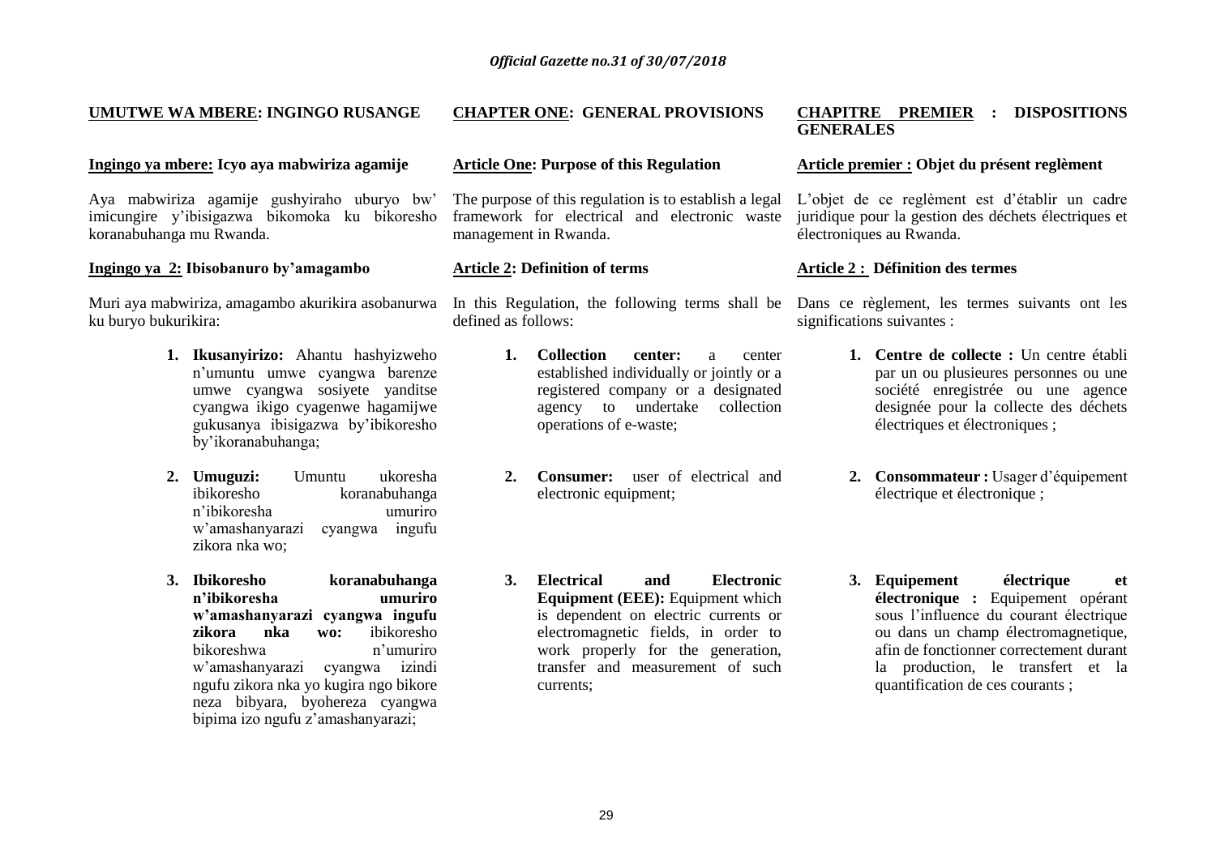**UMUTWE WA MBERE: INGINGO RUSANGE**

**Ingingo ya mbere: Icyo aya mabwiriza agamije**

Aya mabwiriza agamije gushyiraho uburyo bw' imicungire y'ibisigazwa bikomoka ku bikoresho koranabuhanga mu Rwanda.

**Ingingo ya 2: Ibisobanuro by'amagambo**

Muri aya mabwiriza, amagambo akurikira asobanurwa ku buryo bukurikira:

1. **Ikusanyirizo:** Ahantu hashyizweho n'umuntu umwe cyangwa barenze umwe cyangwa sosiyete yanditse cyangwa ikigo cyagenwe hagamijwe gukusanya ibisigazwa by'ibikoresho by'ikoranabuhanga;

2. **Umuguzi:** Umuntu ukoresha ibikoresho koranabuhanga n'ibikoresha umuriro w'amashanyarazi cyangwa ingufu zikora nka wo;

3. **Ibikoresho koranabuhanga n'ibikoresha umuriro w'amashanyarazi cyangwa ingufu zikora nka wo:** ibikoresho bikoreshwa n'umuriro w'amashanyarazi cyangwa izindi ngufu zikora nka yo kugira ngo bikore neza bibyara, byohereza cyangwa bipima izo ngufu z'amashanyarazi;

**CHAPTER ONE: GENERAL PROVISIONS**

**Article One: Purpose of this Regulation**

The purpose of this regulation is to establish a legal framework for electrical and electronic waste management in Rwanda.

**Article 2: Definition of terms**

In this Regulation, the following terms shall be defined as follows:

1. **Collection center:** a center established individually or jointly or a registered company or a designated agency to undertake collection operations of e-waste;

2. **Consumer:** user of electrical and electronic equipment;

3. **Electrical and Electronic Equipment (EEE):** Equipment which is dependent on electric currents or electromagnetic fields, in order to work properly for the generation, transfer and measurement of such currents;

**CHAPITRE PREMIER : DISPOSITIONS GENERALES**

**Article premier : Objet du présent reglèment**

L'objet de ce reglèment est d'établir un cadre juridique pour la gestion des déchets électriques et électroniques au Rwanda.

**Article 2 : Définition des termes**

Dans ce règlement, les termes suivants ont les significations suivantes :

1. **Centre de collecte :** Un centre établi par un ou plusieures personnes ou une société enregistrée ou une agence designée pour la collecte des déchets électriques et électroniques ;

2. **Consommateur :** Usager d'équipement électrique et électronique ;

3. **Equipement électrique et électronique :** Equipement opérant sous l'influence du courant électrique ou dans un champ électromagnetique, afin de fonctionner correctement durant la production, le transfert et la quantification de ces courants ;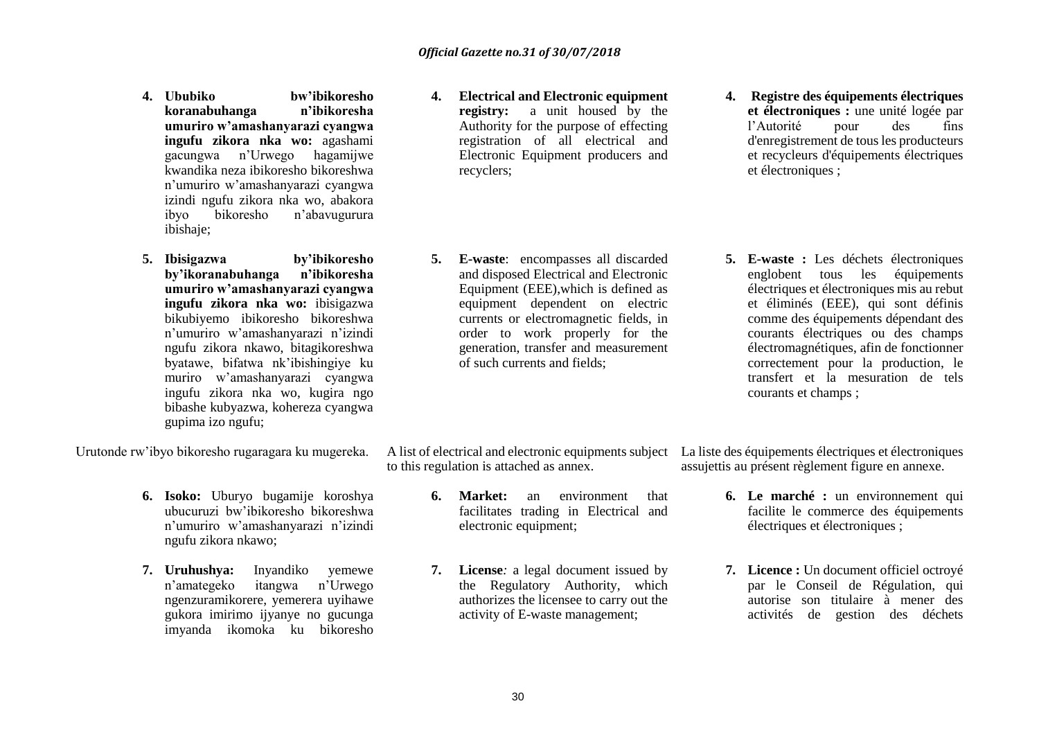4. **Ububiko bw'ibikoresho koranabuhanga n'ibikoresha umuriro w'amashanyarazi cyangwa ingufu zikora nka wo:** agashami gacungwa n'Urwego hagamijwe kwandika neza ibikoresho bikoreshwa n'umuriro w'amashanyarazi cyangwa izindi ngufu zikora nka wo, abakora ibyo bikoresho n'abavugurura ibishaje;

5. **Ibisigazwa by'ibikoresho by'ikoranabuhanga n'ibikoresha umuriro w'amashanyarazi cyangwa ingufu zikora nka wo:** ibisigazwa bikubiyemo ibikoresho bikoreshwa n'umuriro w'amashanyarazi n'izindi ngufu zikora nkawo, bitagikoreshwa byatawe, bifatwa nk'ibishingiye ku muriro w'amashanyarazi cyangwa ingufu zikora nka wo, kugira ngo bibashe kubyazwa, kohereza cyangwa gupima izo ngufu;

Urutonde rw'ibyo bikoresho rugaragara ku mugereka.

6. **Isoko:** Uburyo bugamije koroshya ubucuruzi bw'ibikoresho bikoreshwa n'umuriro w'amashanyarazi n'izindi ngufu zikora nkawo;

7. **Uruhushya:** Inyandiko yemewe n'amategeko itangwa n'Urwego ngenzuramikorere, yemerera uyihawe gukora imirimo ijyanye no gucunga imyanda ikomoka ku bikoresho

4. **Electrical and Electronic equipment registry:** a unit housed by the Authority for the purpose of effecting registration of all electrical and Electronic Equipment producers and recyclers;

5. **E-waste**: encompasses all discarded and disposed Electrical and Electronic Equipment (EEE),which is defined as equipment dependent on electric currents or electromagnetic fields, in order to work properly for the generation, transfer and measurement of such currents and fields;

A list of electrical and electronic equipments subject to this regulation is attached as annex.

6. **Market:** an environment that facilitates trading in Electrical and electronic equipment;

7. **License***:* a legal document issued by the Regulatory Authority, which authorizes the licensee to carry out the activity of E-waste management;

4. **Registre des équipements électriques et électroniques :** une unité logée par l'Autorité pour des fins d'enregistrement de tous les producteurs et recycleurs d'équipements électriques et électroniques ;

5. **E-waste :** Les déchets électroniques englobent tous les équipements électriques et électroniques mis au rebut et éliminés (EEE), qui sont définis comme des équipements dépendant des courants électriques ou des champs électromagnétiques, afin de fonctionner correctement pour la production, le transfert et la mesuration de tels courants et champs ;

La liste des équipements électriques et électroniques assujettis au présent règlement figure en annexe.

6. **Le marché :** un environnement qui facilite le commerce des équipements électriques et électroniques ;

7. **Licence :** Un document officiel octroyé par le Conseil de Régulation, qui autorise son titulaire à mener des activités de gestion des déchets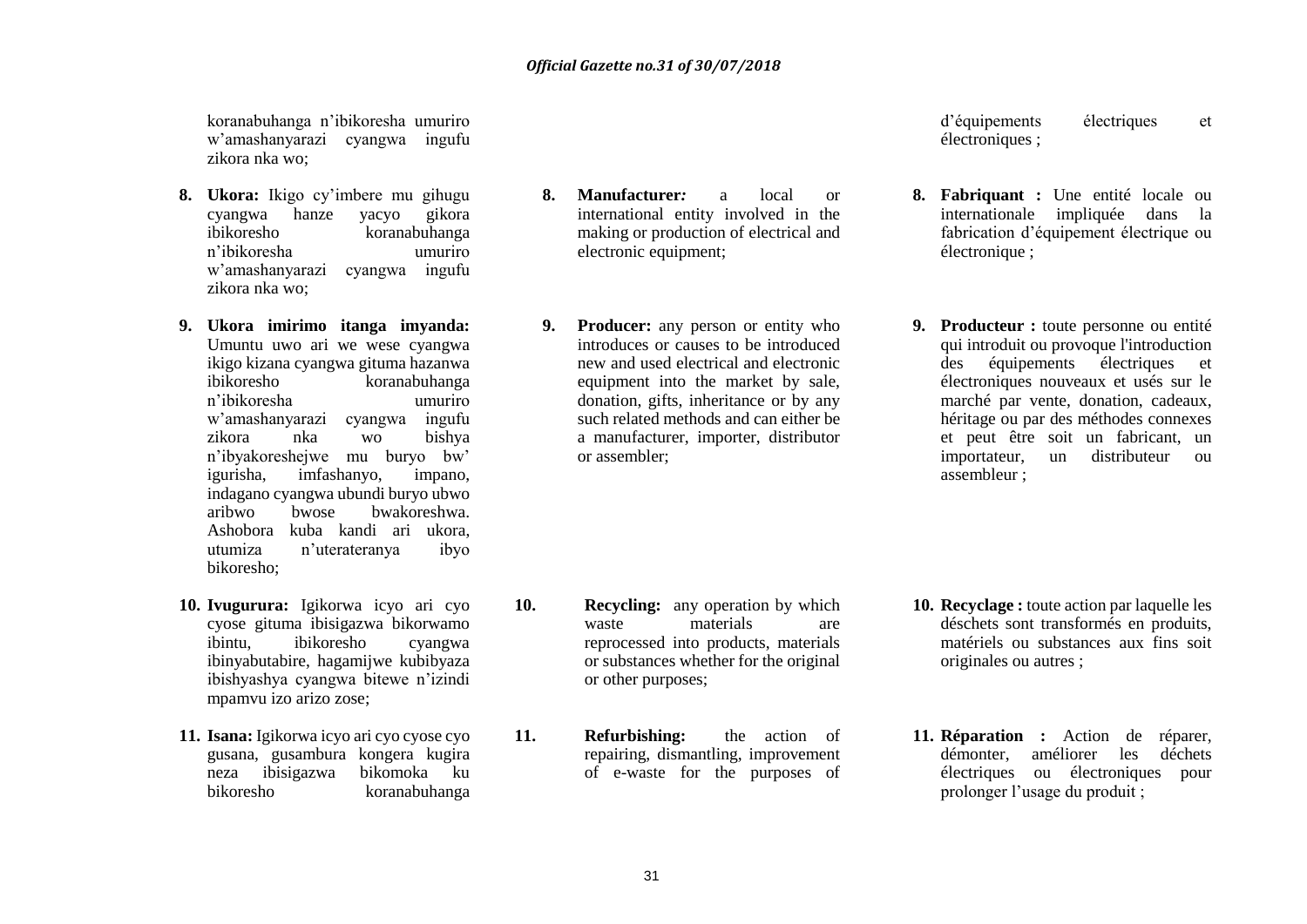koranabuhanga n'ibikoresha umuriro w'amashanyarazi cyangwa ingufu zikora nka wo;

8. **Ukora:** Ikigo cy'imbere mu gihugu cyangwa hanze yacyo gikora ibikoresho koranabuhanga n'ibikoresha umuriro w'amashanyarazi cyangwa ingufu zikora nka wo;

9. **Ukora imirimo itanga imyanda:** Umuntu uwo ari we wese cyangwa ikigo kizana cyangwa gituma hazanwa ibikoresho koranabuhanga n'ibikoresha umuriro w'amashanyarazi cyangwa ingufu zikora nka wo bishya n'ibyakoreshejwe mu buryo bw' igurisha, imfashanyo, impano, indagano cyangwa ubundi buryo ubwo aribwo bwose bwakoreshwa. Ashobora kuba kandi ari ukora, utumiza n'uterateranya ibyo bikoresho;

10. **Ivugurura:** Igikorwa icyo ari cyo cyose gituma ibisigazwa bikorwamo ibintu, ibikoresho cyangwa ibinyabutabire, hagamijwe kubibyaza ibishyashya cyangwa bitewe n'izindi mpamvu izo arizo zose;

11. **Isana:** Igikorwa icyo ari cyo cyose cyo gusana, gusambura kongera kugira neza ibisigazwa bikomoka ku bikoresho koranabuhanga

8. **Manufacturer:** a local or international entity involved in the making or production of electrical and electronic equipment;

9. **Producer:** any person or entity who introduces or causes to be introduced new and used electrical and electronic equipment into the market by sale, donation, gifts, inheritance or by any such related methods and can either be a manufacturer, importer, distributor or assembler;

10. **Recycling:** any operation by which waste materials are reprocessed into products, materials or substances whether for the original or other purposes;

11. **Refurbishing:** the action of repairing, dismantling, improvement of e-waste for the purposes of

d'équipements électriques et électroniques ;

8. **Fabriquant :** Une entité locale ou internationale impliquée dans la fabrication d'équipement électrique ou électronique ;

9. **Producteur :** toute personne ou entité qui introduit ou provoque l'introduction des équipements électriques et électroniques nouveaux et usés sur le marché par vente, donation, cadeaux, héritage ou par des méthodes connexes et peut être soit un fabricant, un importateur, un distributeur ou assembleur ;

10. **Recyclage :** toute action par laquelle les déschets sont transformés en produits, matériels ou substances aux fins soit originales ou autres ;

11. **Réparation :** Action de réparer, démonter, améliorer les déchets électriques ou électroniques pour prolonger l'usage du produit ;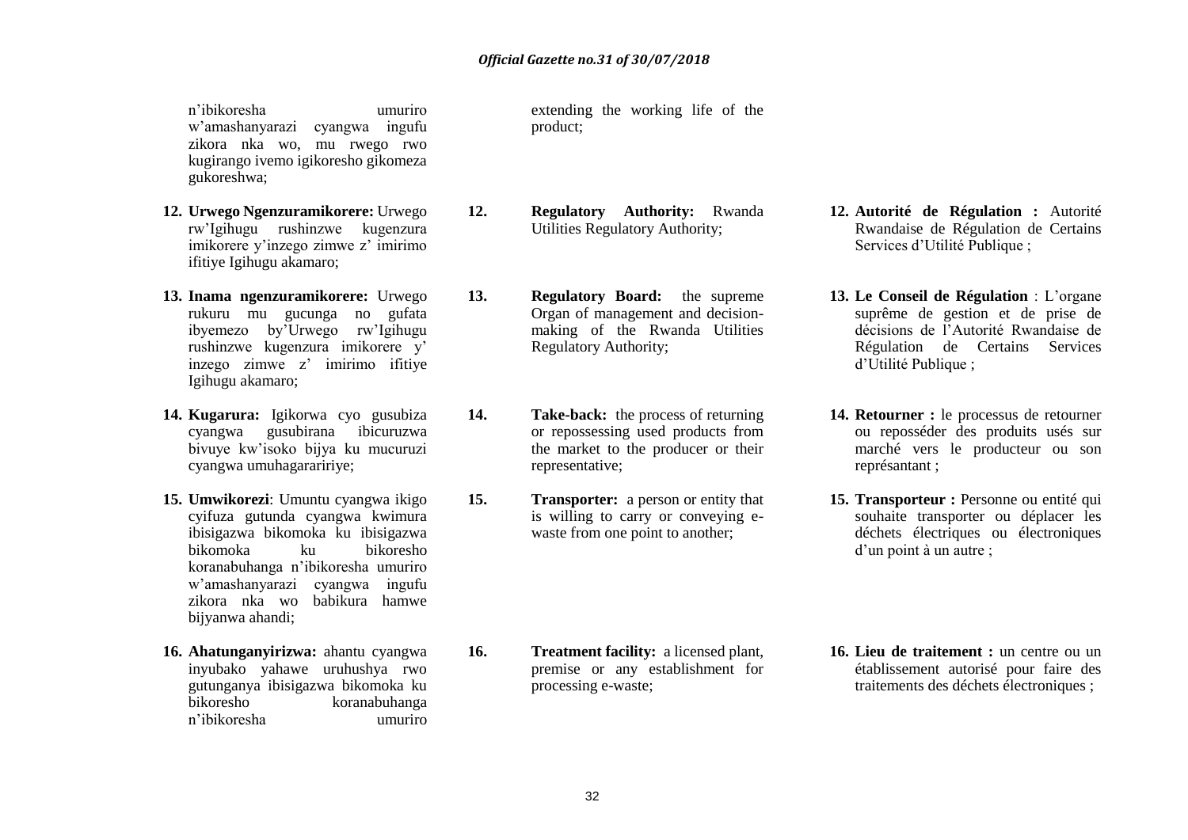n'ibikoresha umuriro w'amashanyarazi cyangwa ingufu zikora nka wo, mu rwego rwo kugirango ivemo igikoresho gikomeza gukoreshwa;

12. **Urwego Ngenzuramikorere:** Urwego rw'Igihugu rushinzwe kugenzura imikorere y'inzego zimwe z' imirimo ifitiye Igihugu akamaro;

13. **Inama ngenzuramikorere:** Urwego rukuru mu gucunga no gufata ibyemezo by'Urwego rw'Igihugu rushinzwe kugenzura imikorere y' inzego zimwe z' imirimo ifitiye Igihugu akamaro;

14. **Kugarura:** Igikorwa cyo gusubiza cyangwa gusubirana ibicuruzwa bivuye kw'isoko bijya ku mucuruzi cyangwa umuhagarariye;

15. **Umwikorezi**: Umuntu cyangwa ikigo cyifuza gutunda cyangwa kwimura ibisigazwa bikomoka ku bisigazwa bikomoka ku bikoresho koranabuhanga n'ibikoresha umuriro w'amashanyarazi cyangwa ingufu zikora nka wo babikura hamwe bijyanwa ahandi;

16. **Ahatunganyirizwa:** ahantu cyangwa inyubako yahawe uruhushya rwo gutunganya ibisigazwa bikomoka ku bikoresho koranabuhanga n'ibikoresha umuriro

extending the working life of the product;

12. **Regulatory Authority:** Rwanda Utilities Regulatory Authority;

13. **Regulatory Board:** the supreme Organ of management and decision-making of the Rwanda Utilities Regulatory Authority;

14. **Take-back:** the process of returning or repossessing used products from the market to the producer or their representative;

15. **Transporter:** a person or entity that is willing to carry or conveying e-waste from one point to another;

16. **Treatment facility:** a licensed plant, premise or any establishment for processing e-waste;

12. **Autorité de Régulation :** Autorité Rwandaise de Régulation de Certains Services d'Utilité Publique ;

13. **Le Conseil de Régulation** : L'organe suprême de gestion et de prise de décisions de l'Autorité Rwandaise de Régulation de Certains Services d'Utilité Publique ;

14. **Retourner :** le processus de retourner ou reposséder des produits usés sur marché vers le producteur ou son représentant ;

15. **Transporteur :** Personne ou entité qui souhaite transporter ou déplacer les déchets électriques ou électroniques d'un point à un autre ;

16. **Lieu de traitement :** un centre ou un établissement autorisé pour faire des traitements des déchets électroniques ;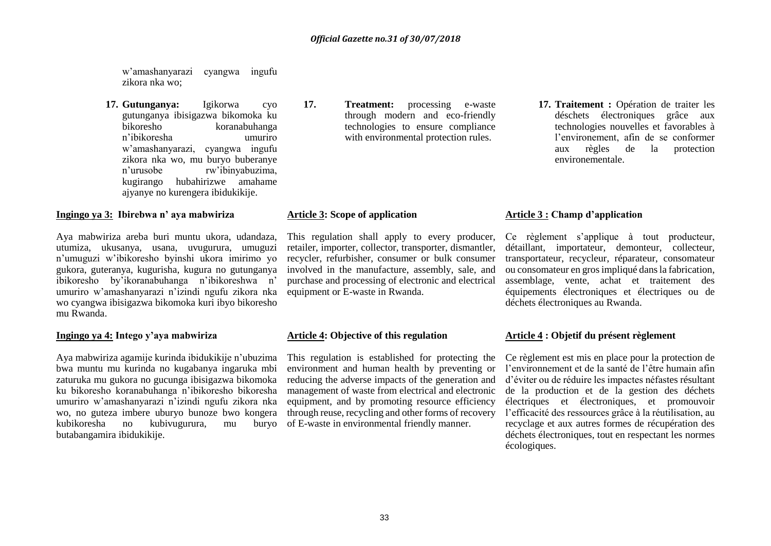w'amashanyarazi cyangwa ingufu zikora nka wo;

**17. Gutunganya:** Igikorwa cyo gutunganya ibisigazwa bikomoka ku bikoresho koranabuhanga n'ibikoresha umuriro w'amashanyarazi, cyangwa ingufu zikora nka wo, mu buryo buberanye n'urusobe rw'ibinyabuzima, kugirango hubahirizwe amahame ajyanye no kurengera ibidukikije.

**17. Treatment:** processing e-waste through modern and eco-friendly technologies to ensure compliance with environmental protection rules.

**17. Traitement :** Opération de traiter les déschets électroniques grâce aux technologies nouvelles et favorables à l'environement, afin de se conformer aux règles de la protection environementale.

**Ingingo ya 3: Ibirebwa n' aya mabwiriza**

Aya mabwiriza areba buri muntu ukora, udandaza, utumiza, ukusanya, usana, uvugurura, umuguzi n'umuguzi w'ibikoresho byinshi ukora imirimo yo gukora, guteranya, kugurisha, kugura no gutunganya ibikoresho by'ikoranabuhanga n'ibikoreshwa n' umuriro w'amashanyarazi n'izindi ngufu zikora nka wo cyangwa ibisigazwa bikomoka kuri ibyo bikoresho mu Rwanda.

**Article 3: Scope of application**

This regulation shall apply to every producer, retailer, importer, collector, transporter, dismantler, recycler, refurbisher, consumer or bulk consumer involved in the manufacture, assembly, sale, and purchase and processing of electronic and electrical equipment or E-waste in Rwanda.

**Article 3 : Champ d'application**

Ce règlement s'applique à tout producteur, détaillant, importateur, demonteur, collecteur, transportateur, recycleur, réparateur, consomateur ou consomateur en gros impliqué dans la fabrication, assemblage, vente, achat et traitement des équipements électroniques et électriques ou de déchets électroniques au Rwanda.

**Ingingo ya 4: Intego y'aya mabwiriza**

Aya mabwiriza agamije kurinda ibidukikije n'ubuzima bwa muntu mu kurinda no kugabanya ingaruka mbi zaturuka mu gukora no gucunga ibisigazwa bikomoka ku bikoresho koranabuhanga n'ibikoresho bikoresha umuriro w'amashanyarazi n'izindi ngufu zikora nka wo, no guteza imbere uburyo bunoze bwo kongera kubikoresha no kubivugurura, mu buryo butabangamira ibidukikije.

**Article 4: Objective of this regulation**

This regulation is established for protecting the environment and human health by preventing or reducing the adverse impacts of the generation and management of waste from electrical and electronic equipment, and by promoting resource efficiency through reuse, recycling and other forms of recovery of E-waste in environmental friendly manner.

**Article 4 : Objetif du présent règlement**

Ce règlement est mis en place pour la protection de l'environnement et de la santé de l'être humain afin d'éviter ou de réduire les impactes néfastes résultant de la production et de la gestion des déchets électriques et électroniques, et promouvoir l'efficacité des ressources grâce à la réutilisation, au recyclage et aux autres formes de récupération des déchets électroniques, tout en respectant les normes écologiques.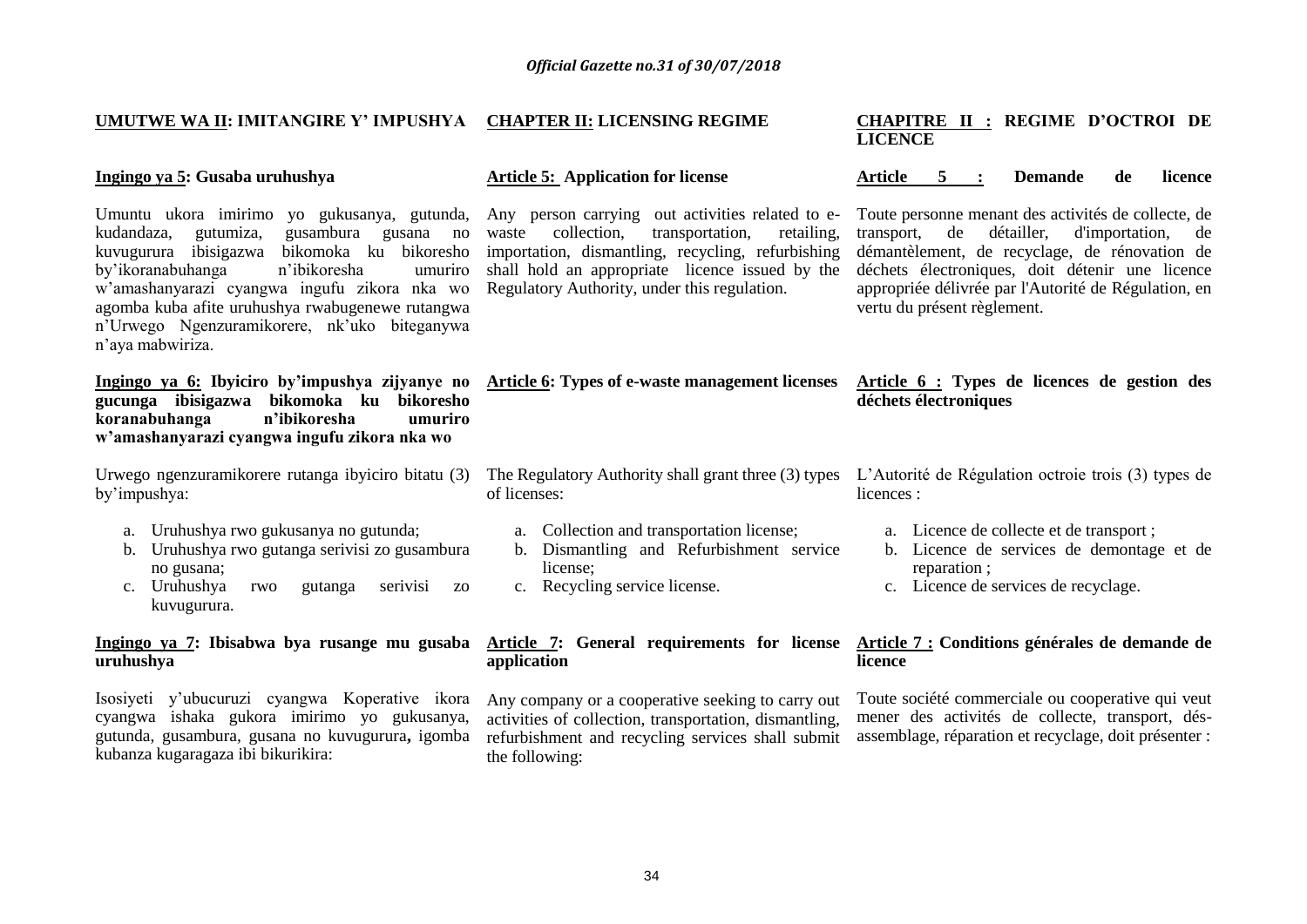## UMUTWE WA II: IMITANGIRE Y' IMPUSHYA

### Ingingo ya 5: Gusaba uruhushya

Umuntu ukora imirimo yo gukusanya, gutunda, kudandaza, gutumiza, gusambura gusana no kuvugurura ibisigazwa bikomoka ku bikoresho by'ikoranabuhanga n'ibikoresha umuriro w'amashanyarazi cyangwa ingufu zikora nka wo agomba kuba afite uruhushya rwabugenewe rutangwa n'Urwego Ngenzuramikorere, nk'uko biteganywa n'aya mabwiriza.

### Ingingo ya 6: Ibyiciro by'impushya zijyanye no gucunga ibisigazwa bikomoka ku bikoresho koranabuhanga n'ibikoresha umuriro w'amashanyarazi cyangwa ingufu zikora nka wo

Urwego ngenzuramikorere rutanga ibyiciro bitatu (3) by'impushya:

a. Uruhushya rwo gukusanya no gutunda;
b. Uruhushya rwo gutanga serivisi zo gusambura no gusana;
c. Uruhushya rwo gutanga serivisi zo kuvugurura.

### Ingingo ya 7: Ibisabwa bya rusange mu gusaba uruhushya

Isosiyeti y'ubucuruzi cyangwa Koperative ikora cyangwa ishaka gukora imirimo yo gukusanya, gutunda, gusambura, gusana no kuvugurura**,** igomba kubanza kugaragaza ibi bikurikira:

## CHAPTER II: LICENSING REGIME

### Article 5: Application for license

Any person carrying out activities related to e-waste collection, transportation, retailing, importation, dismantling, recycling, refurbishing shall hold an appropriate licence issued by the Regulatory Authority, under this regulation.

### Article 6: Types of e-waste management licenses

The Regulatory Authority shall grant three (3) types of licenses:

a. Collection and transportation license;
b. Dismantling and Refurbishment service license;
c. Recycling service license.

### Article 7: General requirements for license application

Any company or a cooperative seeking to carry out activities of collection, transportation, dismantling, refurbishment and recycling services shall submit the following:

## CHAPITRE II : REGIME D'OCTROI DE LICENCE

### Article 5 : Demande de licence

Toute personne menant des activités de collecte, de transport, de détailler, d'importation, de démantèlement, de recyclage, de rénovation de déchets électroniques, doit détenir une licence appropriée délivrée par l'Autorité de Régulation, en vertu du présent règlement.

### Article 6 : Types de licences de gestion des déchets électroniques

L'Autorité de Régulation octroie trois (3) types de licences :

a. Licence de collecte et de transport ;
b. Licence de services de demontage et de reparation ;
c. Licence de services de recyclage.

### Article 7 : Conditions générales de demande de licence

Toute société commerciale ou cooperative qui veut mener des activités de collecte, transport, dés-assemblage, réparation et recyclage, doit présenter :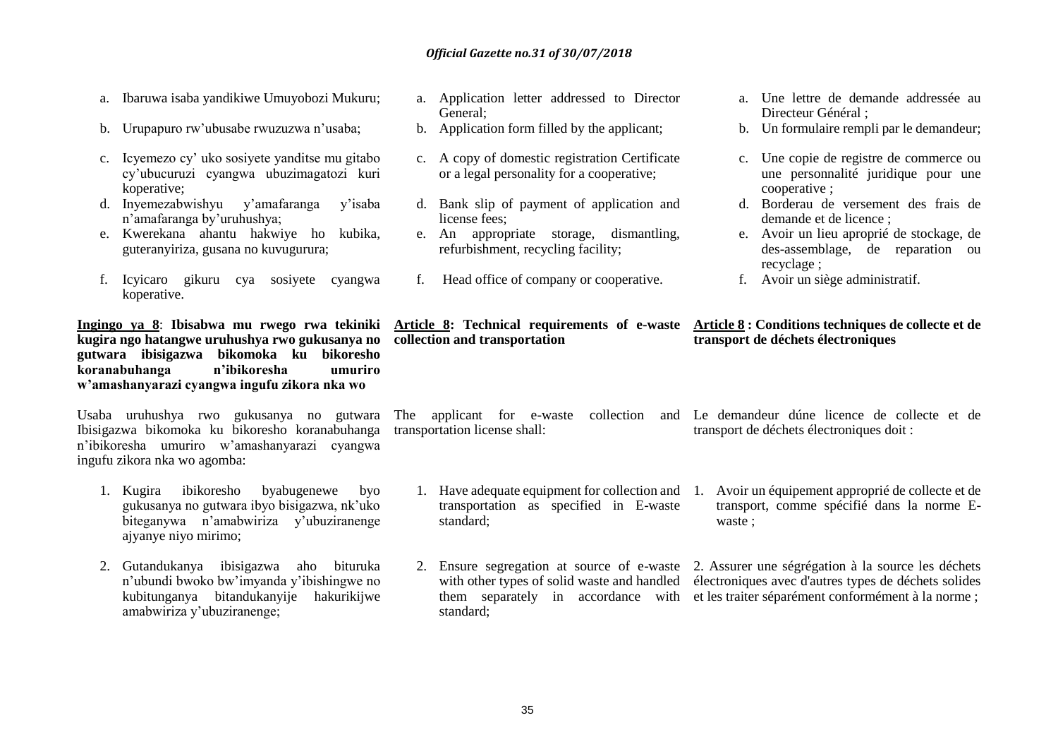a. Ibaruwa isaba yandikiwe Umuyobozi Mukuru;

b. Urupapuro rw'ubusabe rwuzuzwa n'usaba;

c. Icyemezo cy' uko sosiyete yanditse mu gitabo cy'ubucuruzi cyangwa ubuzimagatozi kuri koperative;

d. Inyemezabwishyu y'amafaranga y'isaba n'amafaranga by'uruhushya;

e. Kwerekana ahantu hakwiye ho kubika, guteranyiriza, gusana no kuvugurura;

f. Icyicaro gikuru cya sosiyete cyangwa koperative.

**Ingingo ya 8**: **Ibisabwa mu rwego rwa tekiniki kugira ngo hatangwe uruhushya rwo gukusanya no gutwara ibisigazwa bikomoka ku bikoresho koranabuhanga n'ibikoresha umuriro w'amashanyarazi cyangwa ingufu zikora nka wo**

Usaba uruhushya rwo gukusanya no gutwara Ibisigazwa bikomoka ku bikoresho koranabuhanga n'ibikoresha umuriro w'amashanyarazi cyangwa ingufu zikora nka wo agomba:

1. Kugira ibikoresho byabugenewe byo gukusanya no gutwara ibyo bisigazwa, nk'uko biteganywa n'amabwiriza y'ubuziranenge ajyanye niyo mirimo;

2. Gutandukanya ibisigazwa aho bituruka n'ubundi bwoko bw'imyanda y'ibishingwe no kubitunganya bitandukanyije hakurikijwe amabwiriza y'ubuziranenge;

a. Application letter addressed to Director General;

b. Application form filled by the applicant;

c. A copy of domestic registration Certificate or a legal personality for a cooperative;

d. Bank slip of payment of application and license fees;

e. An appropriate storage, dismantling, refurbishment, recycling facility;

f. Head office of company or cooperative.

**Article 8: Technical requirements of e-waste collection and transportation**

The applicant for e-waste collection and transportation license shall:

1. Have adequate equipment for collection and transportation as specified in E-waste standard;

2. Ensure segregation at source of e-waste with other types of solid waste and handled them separately in accordance with standard;

a. Une lettre de demande addressée au Directeur Général ;

b. Un formulaire rempli par le demandeur;

c. Une copie de registre de commerce ou une personnalité juridique pour une cooperative ;

d. Borderau de versement des frais de demande et de licence ;

e. Avoir un lieu aproprié de stockage, de des-assemblage, de reparation ou recyclage ;

f. Avoir un siège administratif.

**Article 8 : Conditions techniques de collecte et de transport de déchets électroniques**

Le demandeur dúne licence de collecte et de transport de déchets électroniques doit :

1. Avoir un équipement approprié de collecte et de transport, comme spécifié dans la norme E-waste ;

2. Assurer une ségrégation à la source les déchets électroniques avec d'autres types de déchets solides et les traiter séparément conformément à la norme ;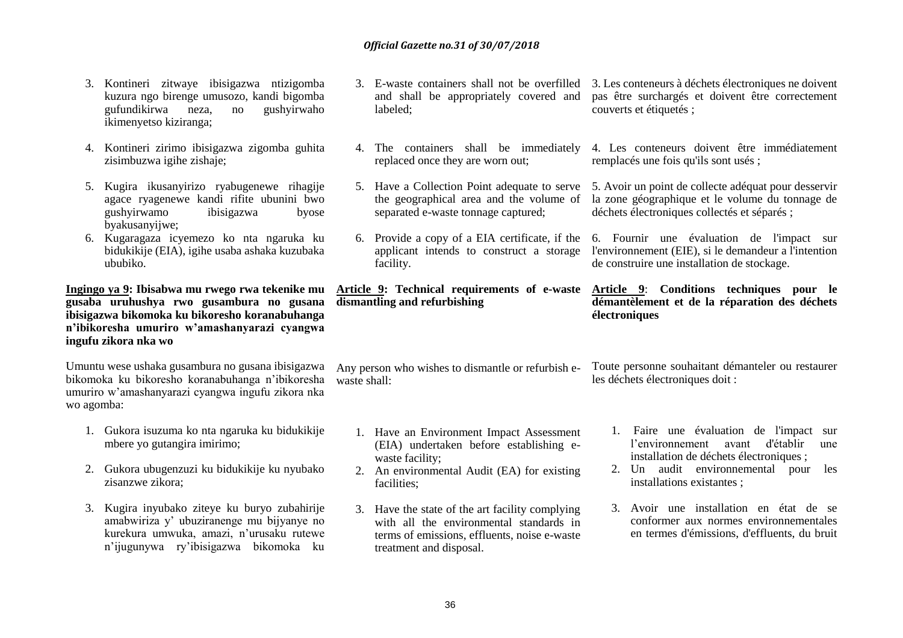3. Kontineri zitwaye ibisigazwa ntizigomba kuzura ngo birenge umusozo, kandi bigomba gufundikirwa neza, no gushyirwaho ikimenyetso kiziranga;

4. Kontineri zirimo ibisigazwa zigomba guhita zisimbuzwa igihe zishaje;

5. Kugira ikusanyirizo ryabugenewe rihagije agace ryagenewe kandi rifite ubunini bwo gushyirwamo ibisigazwa byose byakusanyijwe;

6. Kugaragaza icyemezo ko nta ngaruka ku bidukikije (EIA), igihe usaba ashaka kubaka ububiko.

**Ingingo ya 9: Ibisabwa mu rwego rwa tekenike mu gusaba uruhushya rwo gusambura no gusana ibisigazwa bikomoka ku bikoresho koranabuhanga n'ibikoresha umuriro w'amashanyarazi cyangwa ingufu zikora nka wo**

Umuntu wese ushaka gusambura no gusana ibisigazwa bikomoka ku bikoresho koranabuhanga n'ibikoresha umuriro w'amashanyarazi cyangwa ingufu zikora nka wo agomba:

1. Gukora isuzuma ko nta ngaruka ku bidukikije mbere yo gutangira imirimo;

2. Gukora ubugenzuzi ku bidukikije ku nyubako zisanzwe zikora;

3. Kugira inyubako ziteye ku buryo zubahirije amabwiriza y' ubuziranenge mu bijyanye no kurekura umwuka, amazi, n'urusaku rutewe n'ijugunywa ry'ibisigazwa bikomoka ku

3. E-waste containers shall not be overfilled and shall be appropriately covered and labeled;

4. The containers shall be immediately replaced once they are worn out;

5. Have a Collection Point adequate to serve the geographical area and the volume of separated e-waste tonnage captured;

6. Provide a copy of a EIA certificate, if the applicant intends to construct a storage facility.

**Article 9: Technical requirements of e-waste dismantling and refurbishing**

Any person who wishes to dismantle or refurbish e-waste shall:

1. Have an Environment Impact Assessment (EIA) undertaken before establishing e-waste facility;
2. An environmental Audit (EA) for existing facilities;
3. Have the state of the art facility complying with all the environmental standards in terms of emissions, effluents, noise e-waste treatment and disposal.

3. Les conteneurs à déchets électroniques ne doivent pas être surchargés et doivent être correctement couverts et étiquetés ;

4. Les conteneurs doivent être immédiatement remplacés une fois qu'ils sont usés ;

5. Avoir un point de collecte adéquat pour desservir la zone géographique et le volume du tonnage de déchets électroniques collectés et séparés ;

6. Fournir une évaluation de l'impact sur l'environnement (EIE), si le demandeur a l'intention de construire une installation de stockage.

**Article 9: Conditions techniques pour le démantèlement et de la réparation des déchets électroniques**

Toute personne souhaitant démanteler ou restaurer les déchets électroniques doit :

1. Faire une évaluation de l'impact sur l'environnement avant d'établir une installation de déchets électroniques ;
2. Un audit environnemental pour les installations existantes ;
3. Avoir une installation en état de se conformer aux normes environnementales en termes d'émissions, d'effluents, du bruit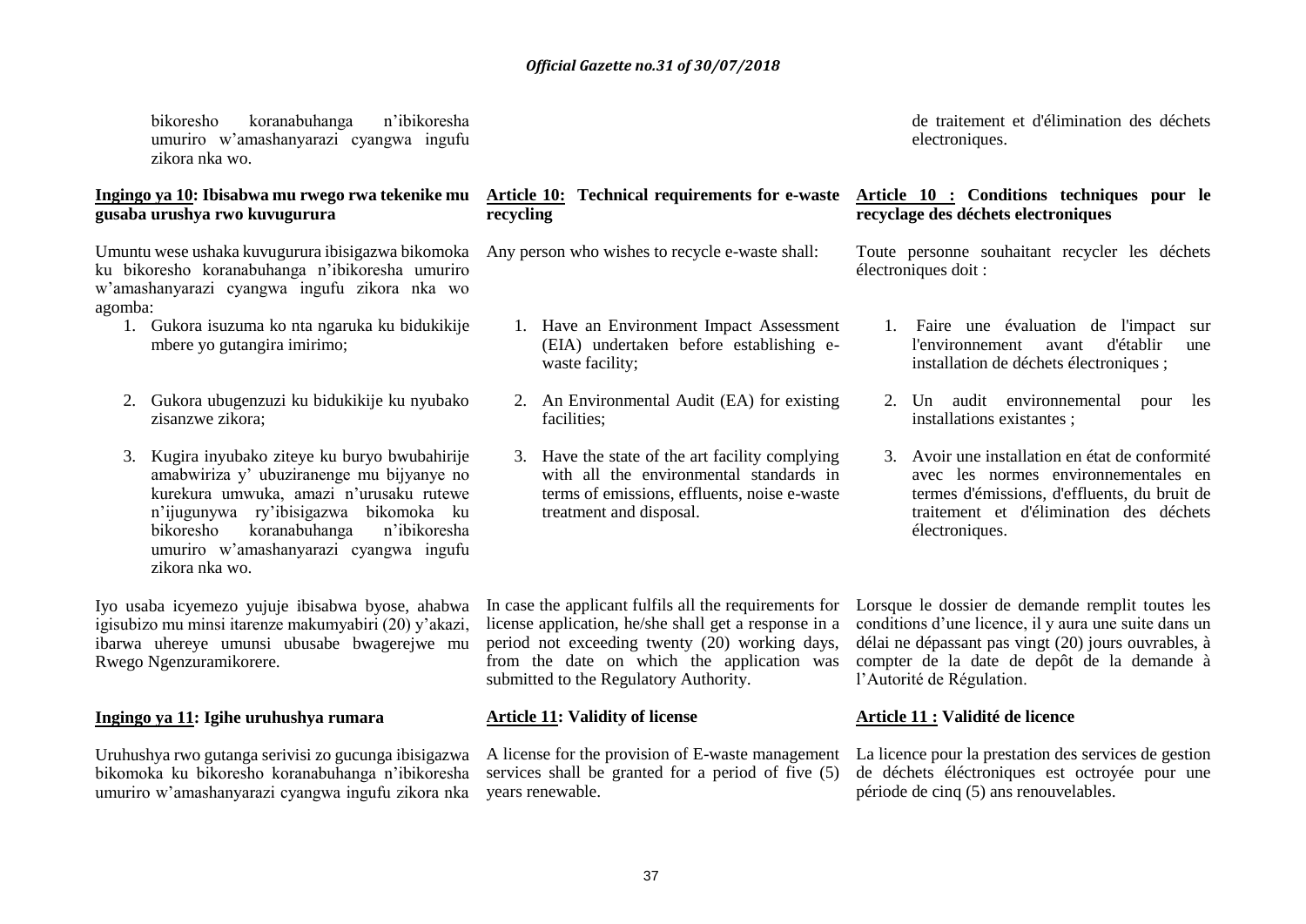bikoresho koranabuhanga n'ibikoresha umuriro w'amashanyarazi cyangwa ingufu zikora nka wo.

de traitement et d'élimination des déchets electroniques.

**Ingingo ya 10: Ibisabwa mu rwego rwa tekenike mu gusaba urushya rwo kuvugurura**

Umuntu wese ushaka kuvugurura ibisigazwa bikomoka ku bikoresho koranabuhanga n'ibikoresha umuriro w'amashanyarazi cyangwa ingufu zikora nka wo agomba:

1. Gukora isuzuma ko nta ngaruka ku bidukikije mbere yo gutangira imirimo;
2. Gukora ubugenzuzi ku bidukikije ku nyubako zisanzwe zikora;
3. Kugira inyubako ziteye ku buryo bwubahirije amabwiriza y' ubuziranenge mu bijyanye no kurekura umwuka, amazi n'urusaku rutewe n'ijugunywa ry'ibisigazwa bikomoka ku bikoresho koranabuhanga n'ibikoresha umuriro w'amashanyarazi cyangwa ingufu zikora nka wo.

Iyo usaba icyemezo yujuje ibisabwa byose, ahabwa igisubizo mu minsi itarenze makumyabiri (20) y'akazi, ibarwa uhereye umunsi ubusabe bwagerejwe mu Rwego Ngenzuramikorere.

**Article 10: Technical requirements for e-waste recycling**

Any person who wishes to recycle e-waste shall:

1. Have an Environment Impact Assessment (EIA) undertaken before establishing e-waste facility;
2. An Environmental Audit (EA) for existing facilities;
3. Have the state of the art facility complying with all the environmental standards in terms of emissions, effluents, noise e-waste treatment and disposal.

In case the applicant fulfils all the requirements for license application, he/she shall get a response in a period not exceeding twenty (20) working days, from the date on which the application was submitted to the Regulatory Authority.

**Article 10 : Conditions techniques pour le recyclage des déchets electroniques**

Toute personne souhaitant recycler les déchets électroniques doit :

1. Faire une évaluation de l'impact sur l'environnement avant d'établir une installation de déchets électroniques ;
2. Un audit environnemental pour les installations existantes ;
3. Avoir une installation en état de conformité avec les normes environnementales en termes d'émissions, d'effluents, du bruit de traitement et d'élimination des déchets électroniques.

Lorsque le dossier de demande remplit toutes les conditions d'une licence, il y aura une suite dans un délai ne dépassant pas vingt (20) jours ouvrables, à compter de la date de depôt de la demande à l'Autorité de Régulation.

**Ingingo ya 11: Igihe uruhushya rumara**

Uruhushya rwo gutanga serivisi zo gucunga ibisigazwa bikomoka ku bikoresho koranabuhanga n'ibikoresha umuriro w'amashanyarazi cyangwa ingufu zikora nka

**Article 11: Validity of license**

A license for the provision of E-waste management services shall be granted for a period of five (5) years renewable.

**Article 11 : Validité de licence**

La licence pour la prestation des services de gestion de déchets éléctroniques est octroyée pour une période de cinq (5) ans renouvelables.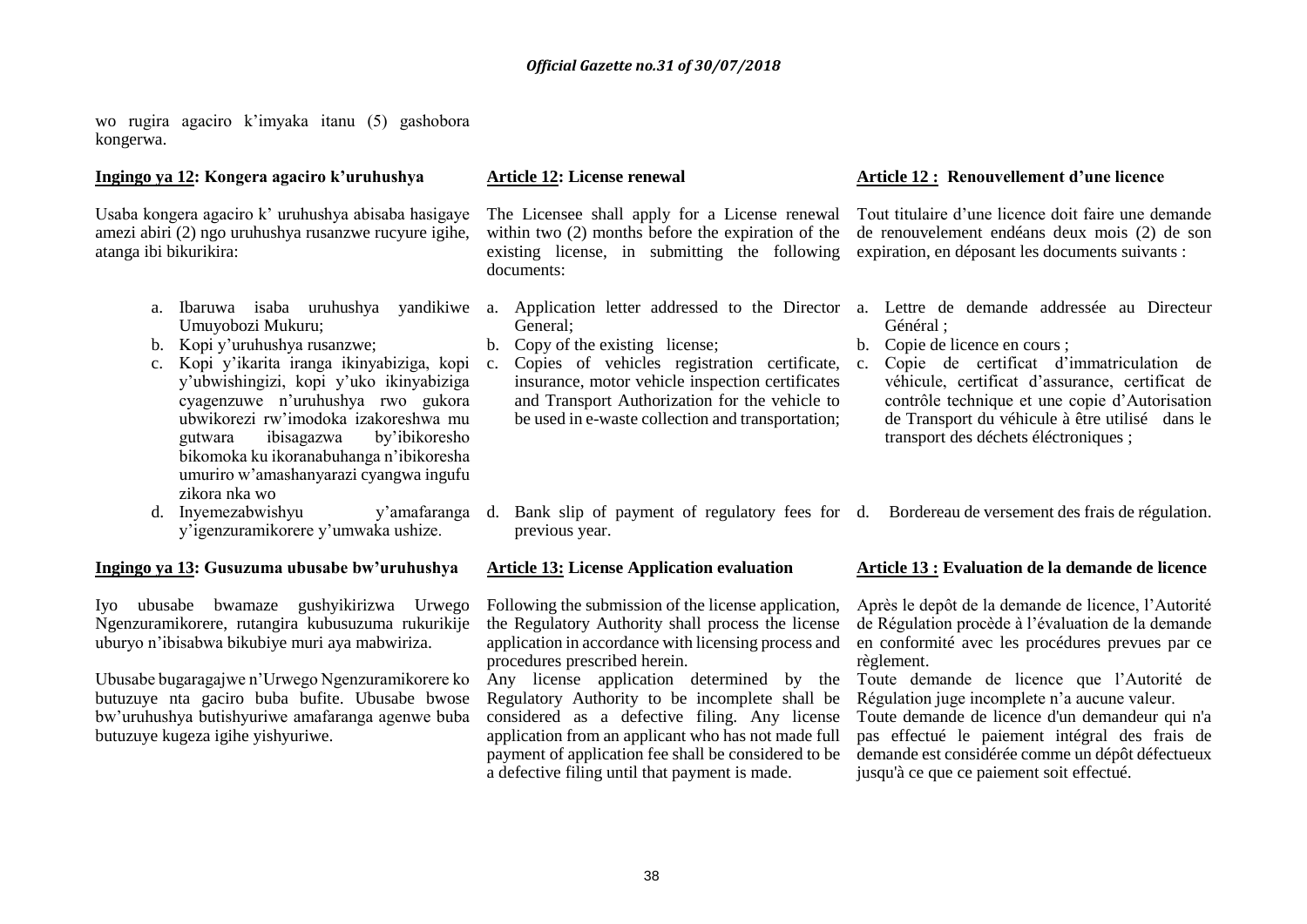wo rugira agaciro k'imyaka itanu (5) gashobora kongerwa.

**Ingingo ya 12: Kongera agaciro k'uruhushya**

Usaba kongera agaciro k' uruhushya abisaba hasigaye amezi abiri (2) ngo uruhushya rusanzwe rucyure igihe, atanga ibi bikurikira:

a. Ibaruwa isaba uruhushya yandikiwe Umuyobozi Mukuru;
b. Kopi y'uruhushya rusanzwe;
c. Kopi y'ikarita iranga ikinyabiziga, kopi y'ubwishingizi, kopi y'uko ikinyabiziga cyagenzuwe n'uruhushya rwo gukora ubwikorezi rw'imodoka izakoreshwa mu gutwara ibisagazwa by'ibikoresho bikomoka ku ikoranabuhanga n'ibikoresha umuriro w'amashanyarazi cyangwa ingufu zikora nka wo
d. Inyemezabwishyu y'amafaranga y'igenzuramikorere y'umwaka ushize.

**Ingingo ya 13: Gusuzuma ubusabe bw'uruhushya**

Iyo ubusabe bwamaze gushyikirizwa Urwego Ngenzuramikorere, rutangira kubusuzuma rukurikije uburyo n'ibisabwa bikubiye muri aya mabwiriza.

Ubusabe bugaragajwe n'Urwego Ngenzuramikorere ko butuzuye nta gaciro buba bufite. Ubusabe bwose bw'uruhushya butishyuriwe amafaranga agenwe buba butuzuye kugeza igihe yishyuriwe.

**Article 12: License renewal**

The Licensee shall apply for a License renewal within two (2) months before the expiration of the existing license, in submitting the following documents:

a. Application letter addressed to the Director General;
b. Copy of the existing license;
c. Copies of vehicles registration certificate, insurance, motor vehicle inspection certificates and Transport Authorization for the vehicle to be used in e-waste collection and transportation;
d. Bank slip of payment of regulatory fees for previous year.

**Article 13: License Application evaluation**

Following the submission of the license application, the Regulatory Authority shall process the license application in accordance with licensing process and procedures prescribed herein.

Any license application determined by the Regulatory Authority to be incomplete shall be considered as a defective filing. Any license application from an applicant who has not made full payment of application fee shall be considered to be a defective filing until that payment is made.

**Article 12 : Renouvellement d'une licence**

Tout titulaire d'une licence doit faire une demande de renouvelement endéans deux mois (2) de son expiration, en déposant les documents suivants :

a. Lettre de demande addressée au Directeur Général ;
b. Copie de licence en cours ;
c. Copie de certificat d'immatriculation de véhicule, certificat d'assurance, certificat de contrôle technique et une copie d'Autorisation de Transport du véhicule à être utilisé dans le transport des déchets éléctroniques ;
d. Bordereau de versement des frais de régulation.

**Article 13 : Evaluation de la demande de licence**

Après le depôt de la demande de licence, l'Autorité de Régulation procède à l'évaluation de la demande en conformité avec les procédures prevues par ce règlement.

Toute demande de licence que l'Autorité de Régulation juge incomplete n'a aucune valeur.

Toute demande de licence d'un demandeur qui n'a pas effectué le paiement intégral des frais de demande est considérée comme un dépôt défectueux jusqu'à ce que ce paiement soit effectué.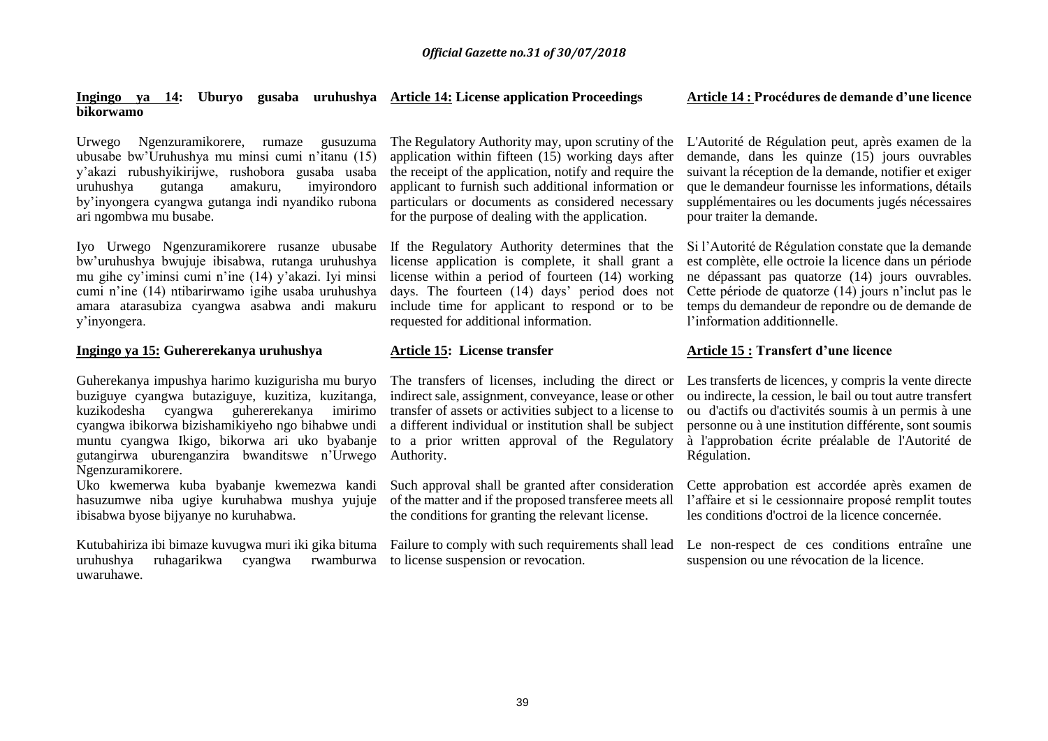**Ingingo ya 14: Uburyo gusaba uruhushya bikorwamo**

Urwego Ngenzuramikorere, rumaze gusuzuma ubusabe bw'Uruhushya mu minsi cumi n'itanu (15) y'akazi rubushyikirijwe, rushobora gusaba usaba uruhushya gutanga amakuru, imyirondoro by'inyongera cyangwa gutanga indi nyandiko rubona ari ngombwa mu busabe.

Iyo Urwego Ngenzuramikorere rusanze ubusabe bw'uruhushya bwujuje ibisabwa, rutanga uruhushya mu gihe cy'iminsi cumi n'ine (14) y'akazi. Iyi minsi cumi n'ine (14) ntibarirwamo igihe usaba uruhushya amara atarasubiza cyangwa asabwa andi makuru y'inyongera.

**Ingingo ya 15: Guhererekanya uruhushya**

Guherekanya impushya harimo kuzigurisha mu buryo buziguye cyangwa butaziguye, kuzitiza, kuzitanga, kuzikodesha cyangwa guhererekanya imirimo cyangwa ibikorwa bizishamikiyeho ngo bihabwe undi muntu cyangwa Ikigo, bikorwa ari uko byabanje gutangirwa uburenganzira bwanditswe n'Urwego Ngenzuramikorere.

Uko kwemerwa kuba byabanje kwemezwa kandi hasuzumwe niba ugiye kuruhabwa mushya yujuje ibisabwa byose bijyanye no kuruhabwa.

Kutubahiriza ibi bimaze kuvugwa muri iki gika bituma uruhushya ruhagarikwa cyangwa rwamburwa uwaruhawe.

**Article 14: License application Proceedings**

The Regulatory Authority may, upon scrutiny of the application within fifteen (15) working days after the receipt of the application, notify and require the applicant to furnish such additional information or particulars or documents as considered necessary for the purpose of dealing with the application.

If the Regulatory Authority determines that the license application is complete, it shall grant a license within a period of fourteen (14) working days. The fourteen (14) days' period does not include time for applicant to respond or to be requested for additional information.

**Article 15: License transfer**

The transfers of licenses, including the direct or indirect sale, assignment, conveyance, lease or other transfer of assets or activities subject to a license to a different individual or institution shall be subject to a prior written approval of the Regulatory Authority.

Such approval shall be granted after consideration of the matter and if the proposed transferee meets all the conditions for granting the relevant license.

Failure to comply with such requirements shall lead to license suspension or revocation.

**Article 14 : Procédures de demande d'une licence**

L'Autorité de Régulation peut, après examen de la demande, dans les quinze (15) jours ouvrables suivant la réception de la demande, notifier et exiger que le demandeur fournisse les informations, détails supplémentaires ou les documents jugés nécessaires pour traiter la demande.

Si l'Autorité de Régulation constate que la demande est complète, elle octroie la licence dans un période ne dépassant pas quatorze (14) jours ouvrables. Cette période de quatorze (14) jours n'inclut pas le temps du demandeur de repondre ou de demande de l'information additionnelle.

**Article 15 : Transfert d'une licence**

Les transferts de licences, y compris la vente directe ou indirecte, la cession, le bail ou tout autre transfert ou d'actifs ou d'activités soumis à un permis à une personne ou à une institution différente, sont soumis à l'approbation écrite préalable de l'Autorité de Régulation.

Cette approbation est accordée après examen de l'affaire et si le cessionnaire proposé remplit toutes les conditions d'octroi de la licence concernée.

Le non-respect de ces conditions entraîne une suspension ou une révocation de la licence.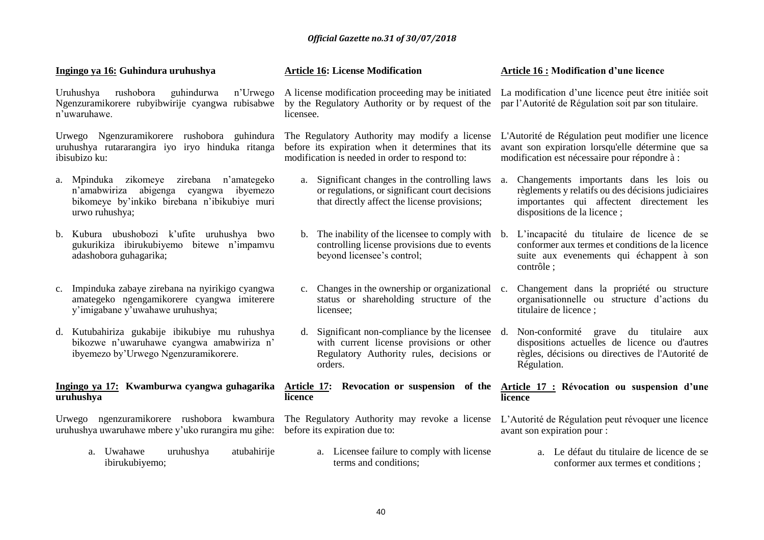**Ingingo ya 16: Guhindura uruhushya**

Uruhushya rushobora guhindurwa n'Urwego Ngenzuramikorere rubyibwirije cyangwa rubisabwe n'uwaruhawe.

Urwego Ngenzuramikorere rushobora guhindura uruhushya rutararangira iyo iryo hinduka ritanga ibisubizo ku:

a. Mpinduka zikomeye zirebana n'amategeko n'amabwiriza abigenga cyangwa ibyemezo bikomeye by'inkiko birebana n'ibikubiye muri urwo ruhushya;

b. Kubura ubushobozi k'ufite uruhushya bwo gukurikiza ibirukubiyemo bitewe n'impamvu adashobora guhagarika;

c. Impinduka zabaye zirebana na nyirikigo cyangwa amategeko ngengamikorere cyangwa imiterere y'imigabane y'uwahawe uruhushya;

d. Kutubahiriza gukabije ibikubiye mu ruhushya bikozwe n'uwaruhawe cyangwa amabwiriza n' ibyemezo by'Urwego Ngenzuramikorere.

**Ingingo ya 17: Kwamburwa cyangwa guhagarika uruhushya**

Urwego ngenzuramikorere rushobora kwambura uruhushya uwaruhawe mbere y'uko rurangira mu gihe:

a. Uwahawe uruhushya atubahirije ibirukubiyemo;

**Article 16: License Modification**

A license modification proceeding may be initiated by the Regulatory Authority or by request of the licensee.

The Regulatory Authority may modify a license before its expiration when it determines that its modification is needed in order to respond to:

a. Significant changes in the controlling laws or regulations, or significant court decisions that directly affect the license provisions;

b. The inability of the licensee to comply with controlling license provisions due to events beyond licensee's control;

c. Changes in the ownership or organizational status or shareholding structure of the licensee;

d. Significant non-compliance by the licensee with current license provisions or other Regulatory Authority rules, decisions or orders.

**Article 17: Revocation or suspension of the licence**

The Regulatory Authority may revoke a license before its expiration due to:

a. Licensee failure to comply with license terms and conditions;

**Article 16 : Modification d'une licence**

La modification d'une licence peut être initiée soit par l'Autorité de Régulation soit par son titulaire.

L'Autorité de Régulation peut modifier une licence avant son expiration lorsqu'elle détermine que sa modification est nécessaire pour répondre à :

a. Changements importants dans les lois ou règlements y relatifs ou des décisions judiciaires importantes qui affectent directement les dispositions de la licence ;

b. L'incapacité du titulaire de licence de se conformer aux termes et conditions de la licence suite aux evenements qui échappent à son contrôle ;

c. Changement dans la propriété ou structure organisationnelle ou structure d'actions du titulaire de licence ;

d. Non-conformité grave du titulaire aux dispositions actuelles de licence ou d'autres règles, décisions ou directives de l'Autorité de Régulation.

**Article 17 : Révocation ou suspension d'une licence**

L'Autorité de Régulation peut révoquer une licence avant son expiration pour :

a. Le défaut du titulaire de licence de se conformer aux termes et conditions ;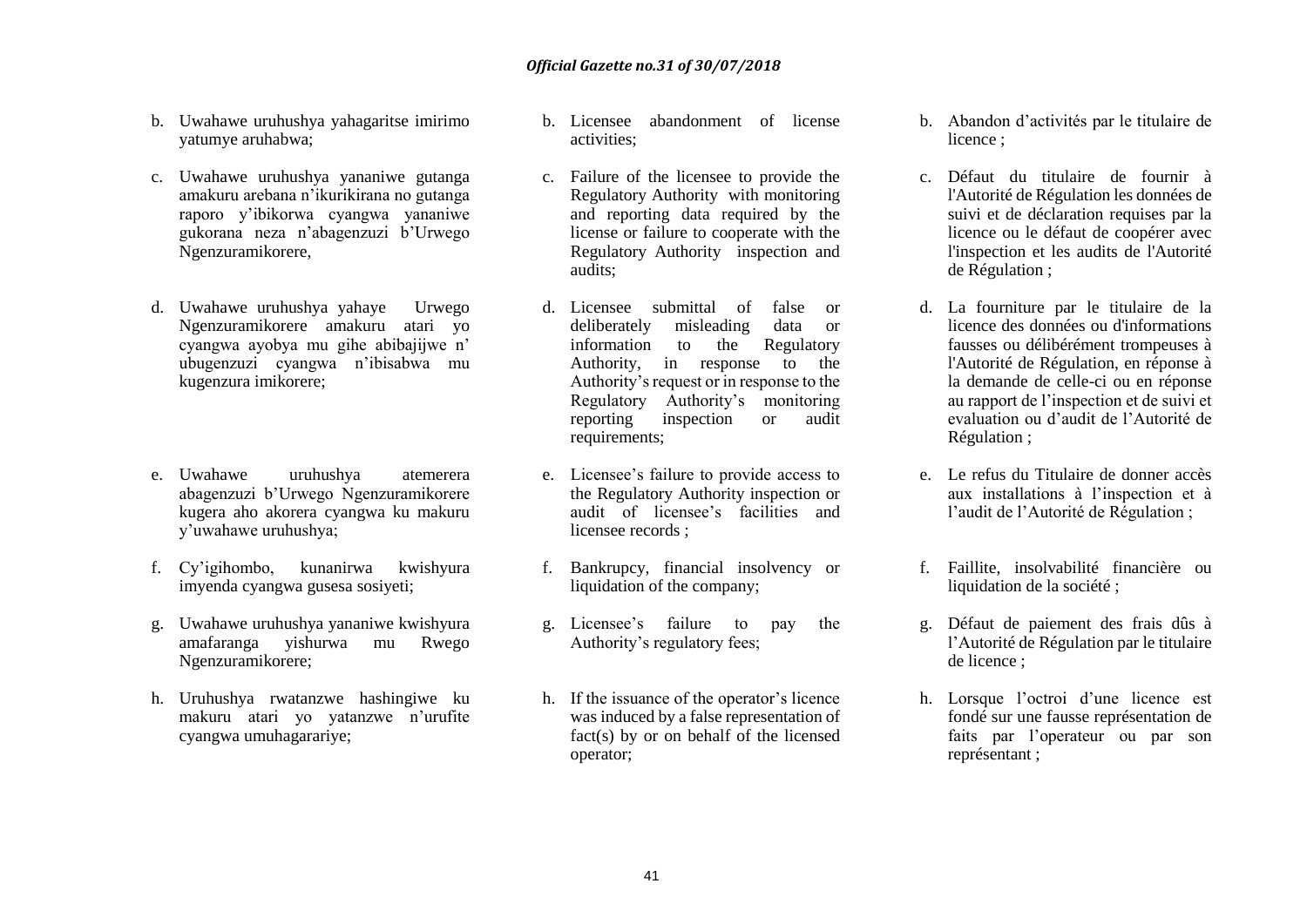b. Uwahawe uruhushya yahagaritse imirimo yatumye aruhabwa;

c. Uwahawe uruhushya yananiwe gutanga amakuru arebana n'ikurikirana no gutanga raporo y'ibikorwa cyangwa yananiwe gukorana neza n'abagenzuzi b'Urwego Ngenzuramikorere,

d. Uwahawe uruhushya yahaye Urwego Ngenzuramikorere amakuru atari yo cyangwa ayobya mu gihe abibajijwe n' ubugenzuzi cyangwa n'ibisabwa mu kugenzura imikorere;

e. Uwahawe uruhushya atemerera abagenzuzi b'Urwego Ngenzuramikorere kugera aho akorera cyangwa ku makuru y'uwahawe uruhushya;

f. Cy'igihombo, kunanirwa kwishyura imyenda cyangwa gusesa sosiyeti;

g. Uwahawe uruhushya yananiwe kwishyura amafaranga yishurwa mu Rwego Ngenzuramikorere;

h. Uruhushya rwatanzwe hashingiwe ku makuru atari yo yatanzwe n'urufite cyangwa umuhagarariye;

b. Licensee abandonment of license activities;

c. Failure of the licensee to provide the Regulatory Authority with monitoring and reporting data required by the license or failure to cooperate with the Regulatory Authority inspection and audits;

d. Licensee submittal of false or deliberately misleading data or information to the Regulatory Authority, in response to the Authority's request or in response to the Regulatory Authority's monitoring reporting inspection or audit requirements;

e. Licensee's failure to provide access to the Regulatory Authority inspection or audit of licensee's facilities and licensee records ;

f. Bankrupcy, financial insolvency or liquidation of the company;

g. Licensee's failure to pay the Authority's regulatory fees;

h. If the issuance of the operator's licence was induced by a false representation of fact(s) by or on behalf of the licensed operator;

b. Abandon d'activités par le titulaire de licence ;

c. Défaut du titulaire de fournir à l'Autorité de Régulation les données de suivi et de déclaration requises par la licence ou le défaut de coopérer avec l'inspection et les audits de l'Autorité de Régulation ;

d. La fourniture par le titulaire de la licence des données ou d'informations fausses ou délibérément trompeuses à l'Autorité de Régulation, en réponse à la demande de celle-ci ou en réponse au rapport de l'inspection et de suivi et evaluation ou d'audit de l'Autorité de Régulation ;

e. Le refus du Titulaire de donner accès aux installations à l'inspection et à l'audit de l'Autorité de Régulation ;

f. Faillite, insolvabilité financière ou liquidation de la société ;

g. Défaut de paiement des frais dûs à l'Autorité de Régulation par le titulaire de licence ;

h. Lorsque l'octroi d'une licence est fondé sur une fausse représentation de faits par l'operateur ou par son représentant ;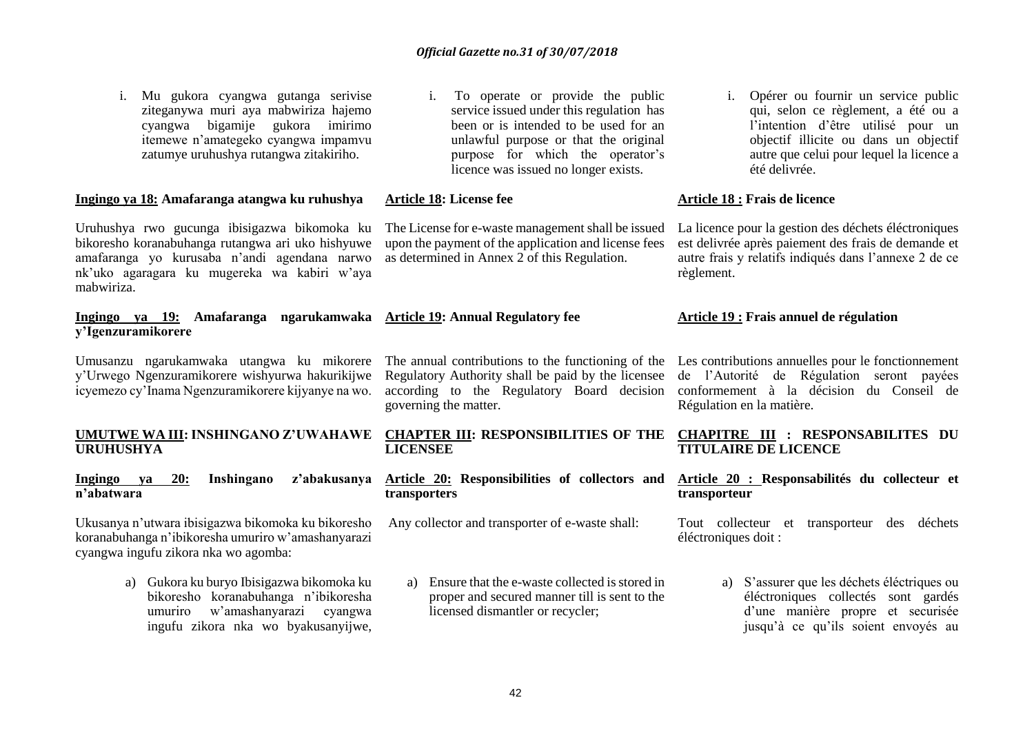i. Mu gukora cyangwa gutanga serivise ziteganywa muri aya mabwiriza hajemo cyangwa bigamije gukora imirimo itemewe n'amategeko cyangwa impamvu zatumye uruhushya rutangwa zitakiriho.

**Ingingo ya 18: Amafaranga atangwa ku ruhushya**

Uruhushya rwo gucunga ibisigazwa bikomoka ku bikoresho koranabuhanga rutangwa ari uko hishyuwe amafaranga yo kurusaba n'andi agendana narwo nk'uko agaragara ku mugereka wa kabiri w'aya mabwiriza.

**Ingingo ya 19: Amafaranga ngarukamwaka y'Igenzuramikorere**

Umusanzu ngarukamwaka utangwa ku mikorere y'Urwego Ngenzuramikorere wishyurwa hakurikijwe icyemezo cy'Inama Ngenzuramikorere kijyanye na wo.

**UMUTWE WA III: INSHINGANO Z'UWAHAWE URUHUSHYA**

**Ingingo ya 20: Inshingano z'abakusanya n'abatwara**

Ukusanya n'utwara ibisigazwa bikomoka ku bikoresho koranabuhanga n'ibikoresha umuriro w'amashanyarazi cyangwa ingufu zikora nka wo agomba:

a) Gukora ku buryo Ibisigazwa bikomoka ku bikoresho koranabuhanga n'ibikoresha umuriro w'amashanyarazi cyangwa ingufu zikora nka wo byakusanyijwe,

---

i. To operate or provide the public service issued under this regulation has been or is intended to be used for an unlawful purpose or that the original purpose for which the operator's licence was issued no longer exists.

**Article 18: License fee**

The License for e-waste management shall be issued upon the payment of the application and license fees as determined in Annex 2 of this Regulation.

**Article 19: Annual Regulatory fee**

The annual contributions to the functioning of the Regulatory Authority shall be paid by the licensee according to the Regulatory Board decision governing the matter.

**CHAPTER III: RESPONSIBILITIES OF THE LICENSEE**

**Article 20: Responsibilities of collectors and transporters**

Any collector and transporter of e-waste shall:

a) Ensure that the e-waste collected is stored in proper and secured manner till is sent to the licensed dismantler or recycler;

---

i. Opérer ou fournir un service public qui, selon ce règlement, a été ou a l'intention d'être utilisé pour un objectif illicite ou dans un objectif autre que celui pour lequel la licence a été delivrée.

**Article 18 : Frais de licence**

La licence pour la gestion des déchets éléctroniques est delivrée après paiement des frais de demande et autre frais y relatifs indiqués dans l'annexe 2 de ce règlement.

**Article 19 : Frais annuel de régulation**

Les contributions annuelles pour le fonctionnement de l'Autorité de Régulation seront payées conformement à la décision du Conseil de Régulation en la matière.

**CHAPITRE III : RESPONSABILITES DU TITULAIRE DE LICENCE**

**Article 20 : Responsabilités du collecteur et transporteur**

Tout collecteur et transporteur des déchets éléctroniques doit :

a) S'assurer que les déchets éléctriques ou éléctroniques collectés sont gardés d'une manière propre et securisée jusqu'à ce qu'ils soient envoyés au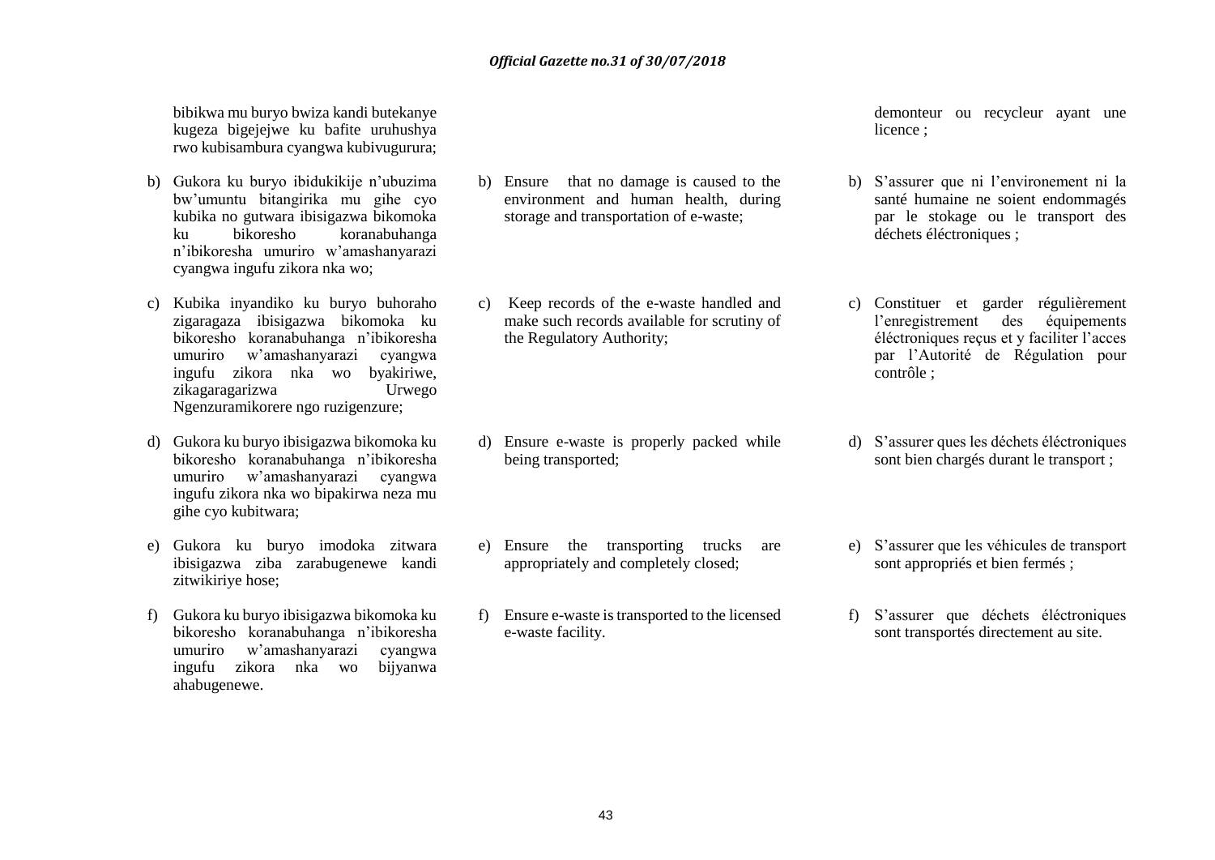bibikwa mu buryo bwiza kandi butekanye kugeza bigejejwe ku bafite uruhushya rwo kubisambura cyangwa kubivugurura;

b) Gukora ku buryo ibidukikije n'ubuzima bw'umuntu bitangirika mu gihe cyo kubika no gutwara ibisigazwa bikomoka ku bikoresho koranabuhanga n'ibikoresha umuriro w'amashanyarazi cyangwa ingufu zikora nka wo;

c) Kubika inyandiko ku buryo buhoraho zigaragaza ibisigazwa bikomoka ku bikoresho koranabuhanga n'ibikoresha umuriro w'amashanyarazi cyangwa ingufu zikora nka wo byakiriwe, zikagaragarizwa Urwego Ngenzuramikorere ngo ruzigenzure;

d) Gukora ku buryo ibisigazwa bikomoka ku bikoresho koranabuhanga n'ibikoresha umuriro w'amashanyarazi cyangwa ingufu zikora nka wo bipakirwa neza mu gihe cyo kubitwara;

e) Gukora ku buryo imodoka zitwara ibisigazwa ziba zarabugenewe kandi zitwikiriye hose;

f) Gukora ku buryo ibisigazwa bikomoka ku bikoresho koranabuhanga n'ibikoresha umuriro w'amashanyarazi cyangwa ingufu zikora nka wo bijyanwa ahabugenewe.

b) Ensure that no damage is caused to the environment and human health, during storage and transportation of e-waste;

c) Keep records of the e-waste handled and make such records available for scrutiny of the Regulatory Authority;

d) Ensure e-waste is properly packed while being transported;

e) Ensure the transporting trucks are appropriately and completely closed;

f) Ensure e-waste is transported to the licensed e-waste facility.

demonteur ou recycleur ayant une licence ;

b) S'assurer que ni l'environement ni la santé humaine ne soient endommagés par le stokage ou le transport des déchets éléctroniques ;

c) Constituer et garder régulièrement l'enregistrement des équipements éléctroniques reçus et y faciliter l'acces par l'Autorité de Régulation pour contrôle ;

d) S'assurer ques les déchets éléctroniques sont bien chargés durant le transport ;

e) S'assurer que les véhicules de transport sont appropriés et bien fermés ;

f) S'assurer que déchets éléctroniques sont transportés directement au site.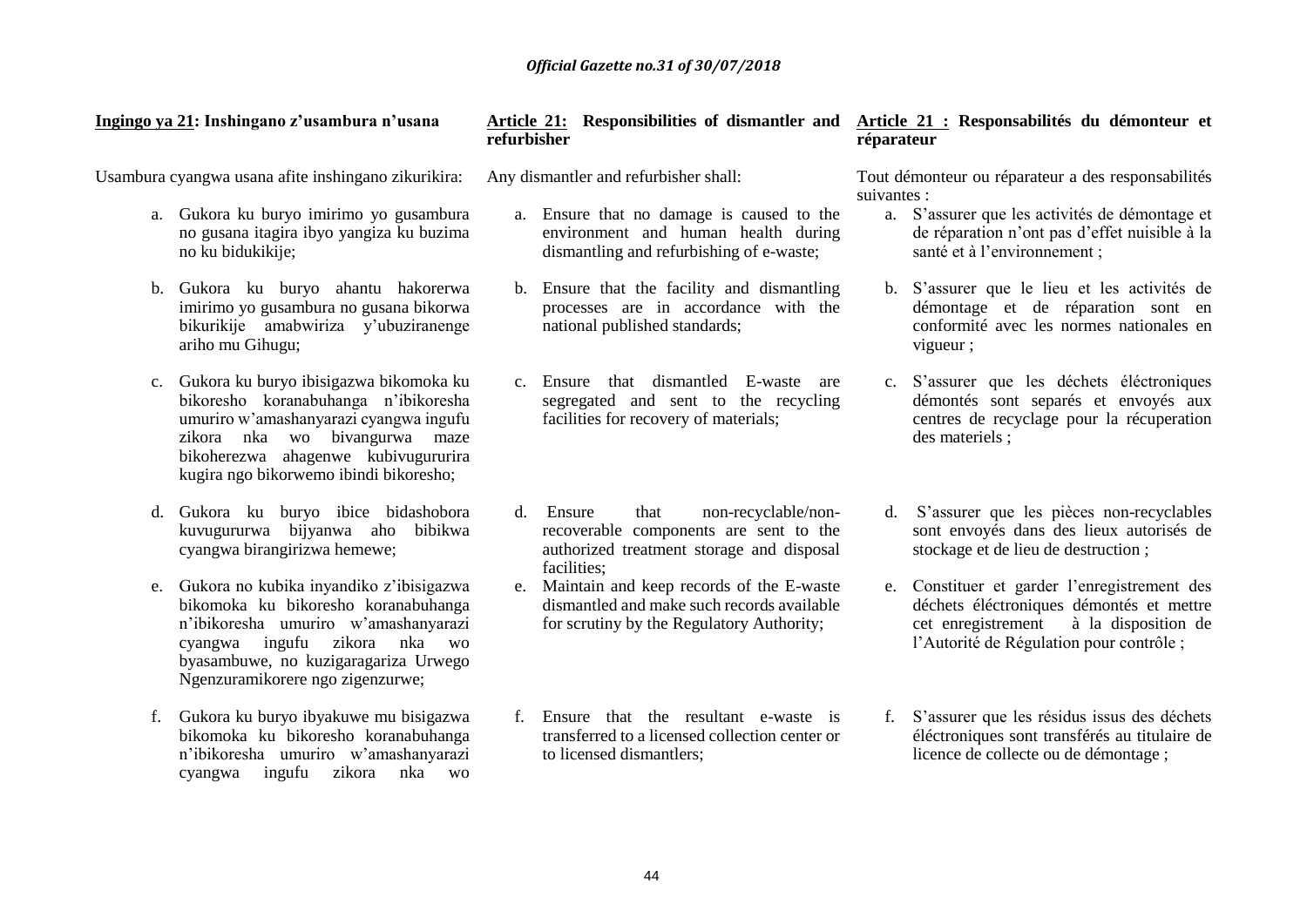**Ingingo ya 21: Inshingano z'usambura n'usana**

Usambura cyangwa usana afite inshingano zikurikira:

a. Gukora ku buryo imirimo yo gusambura no gusana itagira ibyo yangiza ku buzima no ku bidukikije;

b. Gukora ku buryo ahantu hakorerwa imirimo yo gusambura no gusana bikorwa bikurikije amabwiriza y'ubuziranenge ariho mu Gihugu;

c. Gukora ku buryo ibisigazwa bikomoka ku bikoresho koranabuhanga n'ibikoresha umuriro w'amashanyarazi cyangwa ingufu zikora nka wo bivangurwa maze bikoherezwa ahagenwe kubivugururira kugira ngo bikorwemo ibindi bikoresho;

d. Gukora ku buryo ibice bidashobora kuvugururwa bijyanwa aho bibikwa cyangwa birangirizwa hemewe;

e. Gukora no kubika inyandiko z'ibisigazwa bikomoka ku bikoresho koranabuhanga n'ibikoresha umuriro w'amashanyarazi cyangwa ingufu zikora nka wo byasambuwe, no kuzigaragariza Urwego Ngenzuramikorere ngo zigenzurwe;

f. Gukora ku buryo ibyakuwe mu bisigazwa bikomoka ku bikoresho koranabuhanga n'ibikoresha umuriro w'amashanyarazi cyangwa ingufu zikora nka wo

**Article 21: Responsibilities of dismantler and refurbisher**

Any dismantler and refurbisher shall:

a. Ensure that no damage is caused to the environment and human health during dismantling and refurbishing of e-waste;

b. Ensure that the facility and dismantling processes are in accordance with the national published standards;

c. Ensure that dismantled E-waste are segregated and sent to the recycling facilities for recovery of materials;

d. Ensure that non-recyclable/non-recoverable components are sent to the authorized treatment storage and disposal facilities;

e. Maintain and keep records of the E-waste dismantled and make such records available for scrutiny by the Regulatory Authority;

f. Ensure that the resultant e-waste is transferred to a licensed collection center or to licensed dismantlers;

**Article 21 : Responsabilités du démonteur et réparateur**

Tout démonteur ou réparateur a des responsabilités suivantes :

a. S'assurer que les activités de démontage et de réparation n'ont pas d'effet nuisible à la santé et à l'environnement ;

b. S'assurer que le lieu et les activités de démontage et de réparation sont en conformité avec les normes nationales en vigueur ;

c. S'assurer que les déchets éléctroniques démontés sont separés et envoyés aux centres de recyclage pour la récuperation des materiels ;

d. S'assurer que les pièces non-recyclables sont envoyés dans des lieux autorisés de stockage et de lieu de destruction ;

e. Constituer et garder l'enregistrement des déchets éléctroniques démontés et mettre cet enregistrement à la disposition de l'Autorité de Régulation pour contrôle ;

f. S'assurer que les résidus issus des déchets éléctroniques sont transférés au titulaire de licence de collecte ou de démontage ;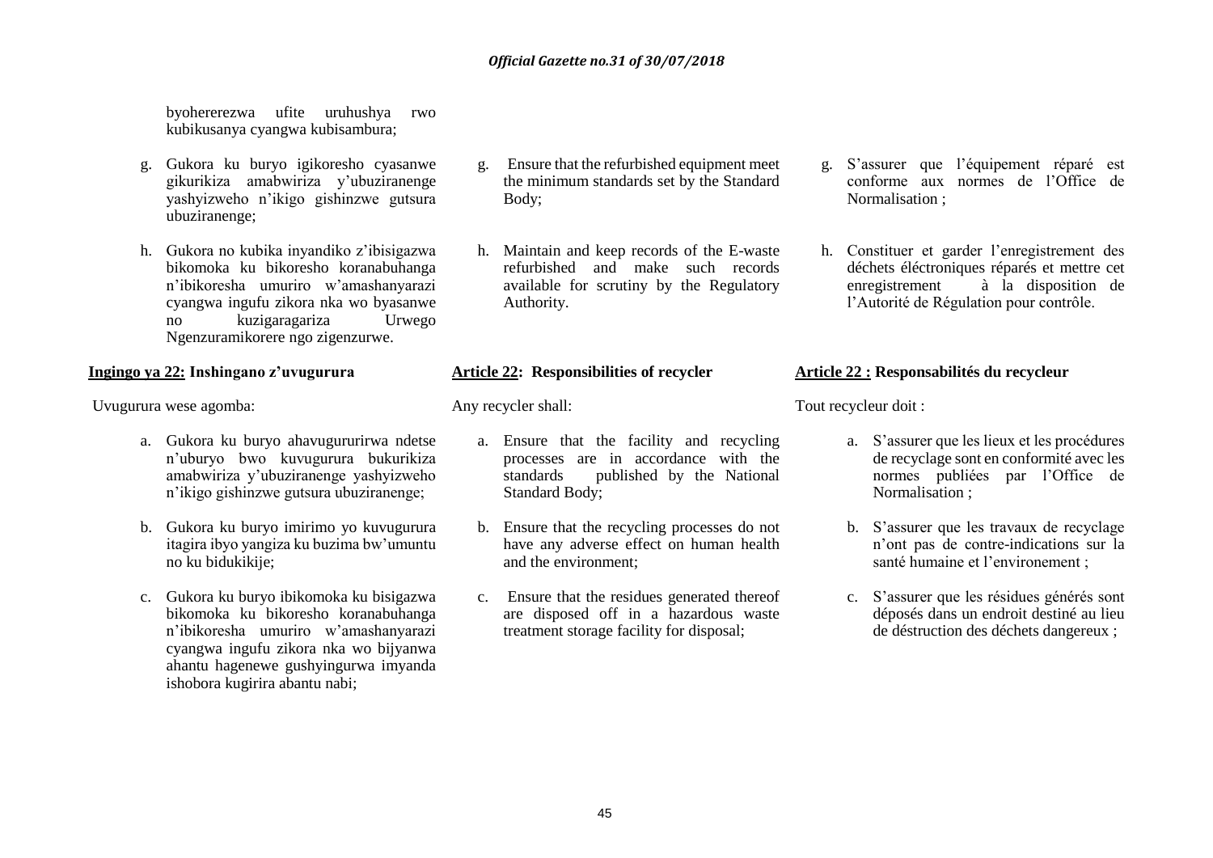byohererezwa ufite uruhushya rwo kubikusanya cyangwa kubisambura;

g. Gukora ku buryo igikoresho cyasanwe gikurikiza amabwiriza y'ubuziranenge yashyizweho n'ikigo gishinzwe gutsura ubuziranenge;

h. Gukora no kubika inyandiko z'ibisigazwa bikomoka ku bikoresho koranabuhanga n'ibikoresha umuriro w'amashanyarazi cyangwa ingufu zikora nka wo byasanwe no kuzigaragariza Urwego Ngenzuramikorere ngo zigenzurwe.

**Ingingo ya 22: Inshingano z'uvugurura**

Uvugurura wese agomba:

a. Gukora ku buryo ahavugururirwa ndetse n'uburyo bwo kuvugurura bukurikiza amabwiriza y'ubuziranenge yashyizweho n'ikigo gishinzwe gutsura ubuziranenge;

b. Gukora ku buryo imirimo yo kuvugurura itagira ibyo yangiza ku buzima bw'umuntu no ku bidukikije;

c. Gukora ku buryo ibikomoka ku bisigazwa bikomoka ku bikoresho koranabuhanga n'ibikoresha umuriro w'amashanyarazi cyangwa ingufu zikora nka wo bijyanwa ahantu hagenewe gushyingurwa imyanda ishobora kugirira abantu nabi;

g. Ensure that the refurbished equipment meet the minimum standards set by the Standard Body;

h. Maintain and keep records of the E-waste refurbished and make such records available for scrutiny by the Regulatory Authority.

**Article 22: Responsibilities of recycler**

Any recycler shall:

a. Ensure that the facility and recycling processes are in accordance with the standards published by the National Standard Body;

b. Ensure that the recycling processes do not have any adverse effect on human health and the environment;

c. Ensure that the residues generated thereof are disposed off in a hazardous waste treatment storage facility for disposal;

g. S'assurer que l'équipement réparé est conforme aux normes de l'Office de Normalisation ;

h. Constituer et garder l'enregistrement des déchets éléctroniques réparés et mettre cet enregistrement à la disposition de l'Autorité de Régulation pour contrôle.

**Article 22 : Responsabilités du recycleur**

Tout recycleur doit :

a. S'assurer que les lieux et les procédures de recyclage sont en conformité avec les normes publiées par l'Office de Normalisation ;

b. S'assurer que les travaux de recyclage n'ont pas de contre-indications sur la santé humaine et l'environement ;

c. S'assurer que les résidues générés sont déposés dans un endroit destiné au lieu de déstruction des déchets dangereux ;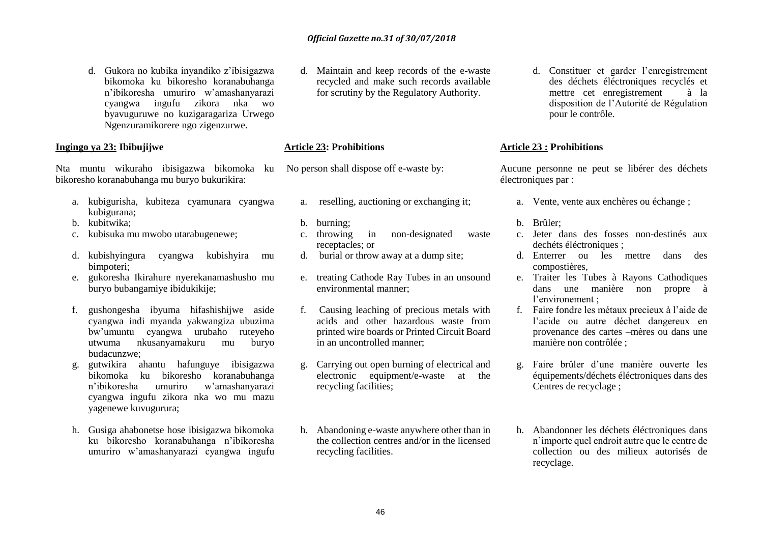d. Gukora no kubika inyandiko z'ibisigazwa bikomoka ku bikoresho koranabuhanga n'ibikoresha umuriro w'amashanyarazi cyangwa ingufu zikora nka wo byavuguruwe no kuzigaragariza Urwego Ngenzuramikorere ngo zigenzurwe.

**Ingingo ya 23: Ibibujijwe**

Nta muntu wikuraho ibisigazwa bikomoka ku bikoresho koranabuhanga mu buryo bukurikira:

a. kubigurisha, kubiteza cyamunara cyangwa kubigurana;
b. kubitwika;
c. kubisuka mu mwobo utarabugenewe;
d. kubishyingura cyangwa kubishyira mu bimpoteri;
e. gukoresha Ikirahure nyerekanamashusho mu buryo bubangamiye ibidukikije;
f. gushongesha ibyuma hifashishijwe aside cyangwa indi myanda yakwangiza ubuzima bw'umuntu cyangwa urubaho ruteyeho utwuma nkusanyamakuru mu buryo budacunzwe;
g. gutwikira ahantu hafunguye ibisigazwa bikomoka ku bikoresho koranabuhanga n'ibikoresha umuriro w'amashanyarazi cyangwa ingufu zikora nka wo mu mazu yagenewe kuvugurura;
h. Gusiga ahabonetse hose ibisigazwa bikomoka ku bikoresho koranabuhanga n'ibikoresha umuriro w'amashanyarazi cyangwa ingufu

d. Maintain and keep records of the e-waste recycled and make such records available for scrutiny by the Regulatory Authority.

**Article 23: Prohibitions**

No person shall dispose off e-waste by:

a. reselling, auctioning or exchanging it;
b. burning;
c. throwing in non-designated waste receptacles; or
d. burial or throw away at a dump site;
e. treating Cathode Ray Tubes in an unsound environmental manner;
f. Causing leaching of precious metals with acids and other hazardous waste from printed wire boards or Printed Circuit Board in an uncontrolled manner;
g. Carrying out open burning of electrical and electronic equipment/e-waste at the recycling facilities;
h. Abandoning e-waste anywhere other than in the collection centres and/or in the licensed recycling facilities.

d. Constituer et garder l'enregistrement des déchets éléctroniques recyclés et mettre cet enregistrement à la disposition de l'Autorité de Régulation pour le contrôle.

**Article 23 : Prohibitions**

Aucune personne ne peut se libérer des déchets électroniques par :

a. Vente, vente aux enchères ou échange ;
b. Brûler;
c. Jeter dans des fosses non-destinés aux dechéts éléctroniques ;
d. Enterrer ou les mettre dans des compostières,
e. Traiter les Tubes à Rayons Cathodiques dans une manière non propre à l'environement ;
f. Faire fondre les métaux precieux à l'aide de l'acide ou autre déchet dangereux en provenance des cartes –mères ou dans une manière non contrôlée ;
g. Faire brûler d'une manière ouverte les équipements/déchets éléctroniques dans des Centres de recyclage ;
h. Abandonner les déchets éléctroniques dans n'importe quel endroit autre que le centre de collection ou des milieux autorisés de recyclage.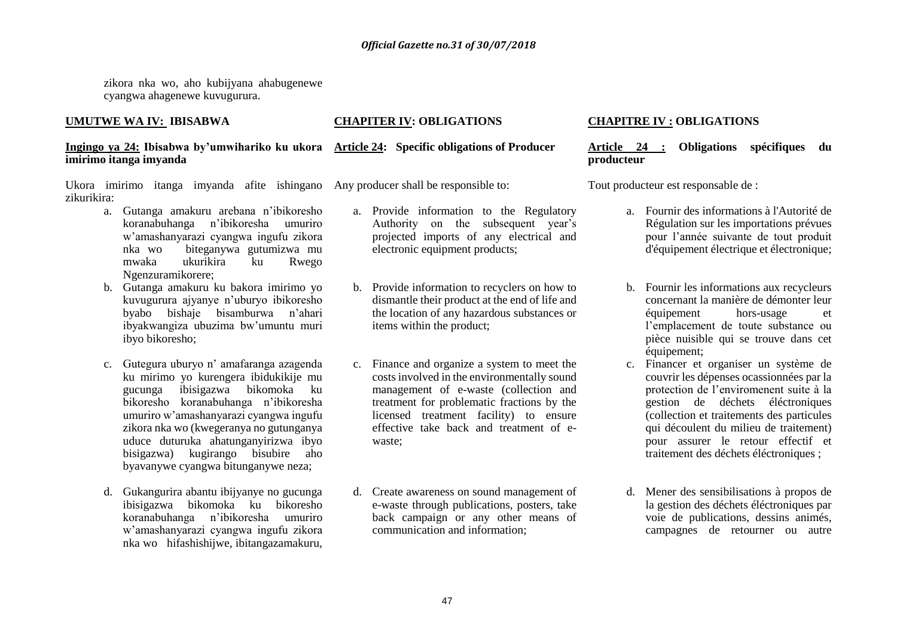zikora nka wo, aho kubijyana ahabugenewe cyangwa ahagenewe kuvugurura.

## UMUTWE WA IV: IBISABWA

### Ingingo ya 24: Ibisabwa by'umwihariko ku ukora imirimo itanga imyanda

Ukora imirimo itanga imyanda afite ishingano zikurikira:

a. Gutanga amakuru arebana n'ibikoresho koranabuhanga n'ibikoresha umuriro w'amashanyarazi cyangwa ingufu zikora nka wo biteganywa gutumizwa mu mwaka ukurikira ku Rwego Ngenzuramikorere;

b. Gutanga amakuru ku bakora imirimo yo kuvugurura ajyanye n'uburyo ibikoresho byabo bishaje bisamburwa n'ahari ibyakwangiza ubuzima bw'umuntu muri ibyo bikoresho;

c. Gutegura uburyo n' amafaranga azagenda ku mirimo yo kurengera ibidukikije mu gucunga ibisigazwa bikomoka ku bikoresho koranabuhanga n'ibikoresha umuriro w'amashanyarazi cyangwa ingufu zikora nka wo (kwegeranya no gutunganya uduce duturuka ahatunganyirizwa ibyo bisigazwa) kugirango bisubire aho byavanywe cyangwa bitunganywe neza;

d. Gukangurira abantu ibijyanye no gucunga ibisigazwa bikomoka ku bikoresho koranabuhanga n'ibikoresha umuriro w'amashanyarazi cyangwa ingufu zikora nka wo hifashishijwe, ibitangazamakuru,

## CHAPTER IV: OBLIGATIONS

### Article 24: Specific obligations of Producer

Any producer shall be responsible to:

a. Provide information to the Regulatory Authority on the subsequent year's projected imports of any electrical and electronic equipment products;

b. Provide information to recyclers on how to dismantle their product at the end of life and the location of any hazardous substances or items within the product;

c. Finance and organize a system to meet the costs involved in the environmentally sound management of e-waste (collection and treatment for problematic fractions by the licensed treatment facility) to ensure effective take back and treatment of e-waste;

d. Create awareness on sound management of e-waste through publications, posters, take back campaign or any other means of communication and information;

## CHAPITRE IV : OBLIGATIONS

### Article 24 : Obligations spécifiques du producteur

Tout producteur est responsable de :

a. Fournir des informations à l'Autorité de Régulation sur les importations prévues pour l'année suivante de tout produit d'équipement électrique et électronique;

b. Fournir les informations aux recycleurs concernant la manière de démonter leur équipement hors-usage et l'emplacement de toute substance ou pièce nuisible qui se trouve dans cet équipement;

c. Financer et organiser un système de couvrir les dépenses ocassionnées par la protection de l'enviromenent suite à la gestion de déchets éléctroniques (collection et traitements des particules qui découlent du milieu de traitement) pour assurer le retour effectif et traitement des déchets éléctroniques ;

d. Mener des sensibilisations à propos de la gestion des déchets éléctroniques par voie de publications, dessins animés, campagnes de retourner ou autre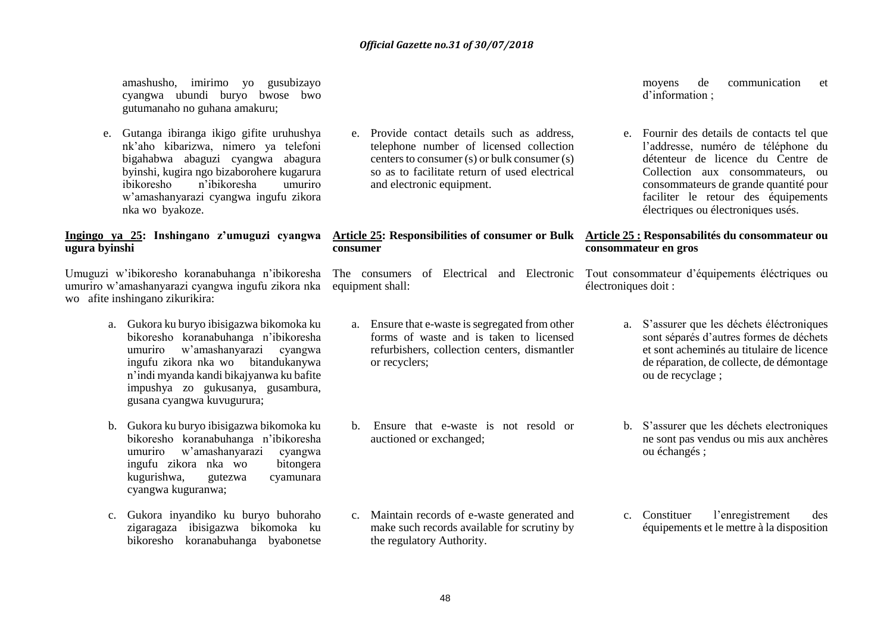amashusho, imirimo yo gusubizayo cyangwa ubundi buryo bwose bwo gutumanaho no guhana amakuru;

e. Gutanga ibiranga ikigo gifite uruhushya nk'aho kibarizwa, nimero ya telefoni bigahabwa abaguzi cyangwa abagura byinshi, kugira ngo bizaborohere kugarura ibikoresho n'ibikoresha umuriro w'amashanyarazi cyangwa ingufu zikora nka wo byakoze.

**Ingingo ya 25: Inshingano z'umuguzi cyangwa ugura byinshi**

Umuguzi w'ibikoresho koranabuhanga n'ibikoresha umuriro w'amashanyarazi cyangwa ingufu zikora nka wo afite inshingano zikurikira:

a. Gukora ku buryo ibisigazwa bikomoka ku bikoresho koranabuhanga n'ibikoresha umuriro w'amashanyarazi cyangwa ingufu zikora nka wo bitandukanywa n'indi myanda kandi bikajyanwa ku bafite impushya zo gukusanya, gusambura, gusana cyangwa kuvugurura;

b. Gukora ku buryo ibisigazwa bikomoka ku bikoresho koranabuhanga n'ibikoresha umuriro w'amashanyarazi cyangwa ingufu zikora nka wo bitongera kugurishwa, gutezwa cyamunara cyangwa kuguranwa;

c. Gukora inyandiko ku buryo buhoraho zigaragaza ibisigazwa bikomoka ku bikoresho koranabuhanga byabonetse

e. Provide contact details such as address, telephone number of licensed collection centers to consumer (s) or bulk consumer (s) so as to facilitate return of used electrical and electronic equipment.

**Article 25: Responsibilities of consumer or Bulk consumer**

The consumers of Electrical and Electronic equipment shall:

a. Ensure that e-waste is segregated from other forms of waste and is taken to licensed refurbishers, collection centers, dismantler or recyclers;

b. Ensure that e-waste is not resold or auctioned or exchanged;

c. Maintain records of e-waste generated and make such records available for scrutiny by the regulatory Authority.

moyens de communication et d'information ;

e. Fournir des details de contacts tel que l'addresse, numéro de téléphone du détenteur de licence du Centre de Collection aux consommateurs, ou consommateurs de grande quantité pour faciliter le retour des équipements électriques ou électroniques usés.

**Article 25 : Responsabilités du consommateur ou consommateur en gros**

Tout consommateur d'équipements éléctriques ou électroniques doit :

a. S'assurer que les déchets éléctroniques sont séparés d'autres formes de déchets et sont acheminés au titulaire de licence de réparation, de collecte, de démontage ou de recyclage ;

b. S'assurer que les déchets electroniques ne sont pas vendus ou mis aux anchères ou échangés ;

c. Constituer l'enregistrement des équipements et le mettre à la disposition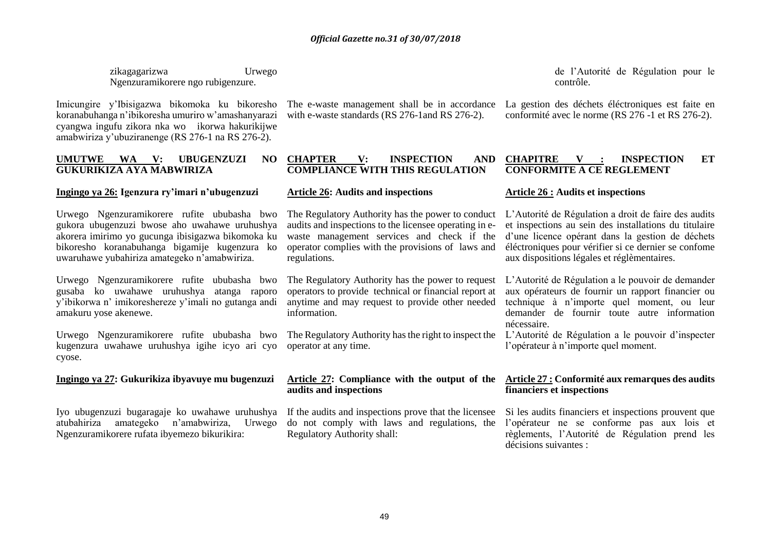zikagagarizwa Urwego Ngenzuramikorere ngo rubigenzure.

Imicungire y'Ibisigazwa bikomoka ku bikoresho koranabuhanga n'ibikoresha umuriro w'amashanyarazi cyangwa ingufu zikora nka wo ikorwa hakurikijwe amabwiriza y'ubuziranenge (RS 276-1 na RS 276-2).

## UMUTWE WA V: UBUGENZUZI NO GUKURIKIZA AYA MABWIRIZA

### Ingingo ya 26: Igenzura ry'imari n'ubugenzuzi

Urwego Ngenzuramikorere rufite ububasha bwo gukora ubugenzuzi bwose aho uwahawe uruhushya akorera imirimo yo gucunga ibisigazwa bikomoka ku bikoresho koranabuhanga bigamije kugenzura ko uwaruhawe yubahiriza amategeko n'amabwiriza.

Urwego Ngenzuramikorere rufite ububasha bwo gusaba ko uwahawe uruhushya atanga raporo y'ibikorwa n' imikoreshereze y'imali no gutanga andi amakuru yose akenewe.

Urwego Ngenzuramikorere rufite ububasha bwo kugenzura uwahawe uruhushya igihe icyo ari cyo cyose.

### Ingingo ya 27: Gukurikiza ibyavuye mu bugenzuzi

Iyo ubugenzuzi bugaragaje ko uwahawe uruhushya atubahiriza amategeko n'amabwiriza, Urwego Ngenzuramikorere rufata ibyemezo bikurikira:

The e-waste management shall be in accordance with e-waste standards (RS 276-1and RS 276-2).

## CHAPTER V: INSPECTION AND COMPLIANCE WITH THIS REGULATION

### Article 26: Audits and inspections

The Regulatory Authority has the power to conduct audits and inspections to the licensee operating in e-waste management services and check if the operator complies with the provisions of laws and regulations.

The Regulatory Authority has the power to request operators to provide technical or financial report at anytime and may request to provide other needed information.

The Regulatory Authority has the right to inspect the operator at any time.

### Article 27: Compliance with the output of the audits and inspections

If the audits and inspections prove that the licensee do not comply with laws and regulations, the Regulatory Authority shall:

de l'Autorité de Régulation pour le contrôle.

La gestion des déchets éléctroniques est faite en conformité avec le norme (RS 276 -1 et RS 276-2).

## CHAPITRE V : INSPECTION ET CONFORMITE A CE REGLEMENT

### Article 26 : Audits et inspections

L'Autorité de Régulation a droit de faire des audits et inspections au sein des installations du titulaire d'une licence opérant dans la gestion de déchets éléctroniques pour vérifier si ce dernier se confome aux dispositions légales et réglèmentaires.

L'Autorité de Régulation a le pouvoir de demander aux opérateurs de fournir un rapport financier ou technique à n'importe quel moment, ou leur demander de fournir toute autre information nécessaire.

L'Autorité de Régulation a le pouvoir d'inspecter l'opérateur à n'importe quel moment.

### Article 27 : Conformité aux remarques des audits financiers et inspections

Si les audits financiers et inspections prouvent que l'opérateur ne se conforme pas aux lois et règlements, l'Autorité de Régulation prend les décisions suivantes :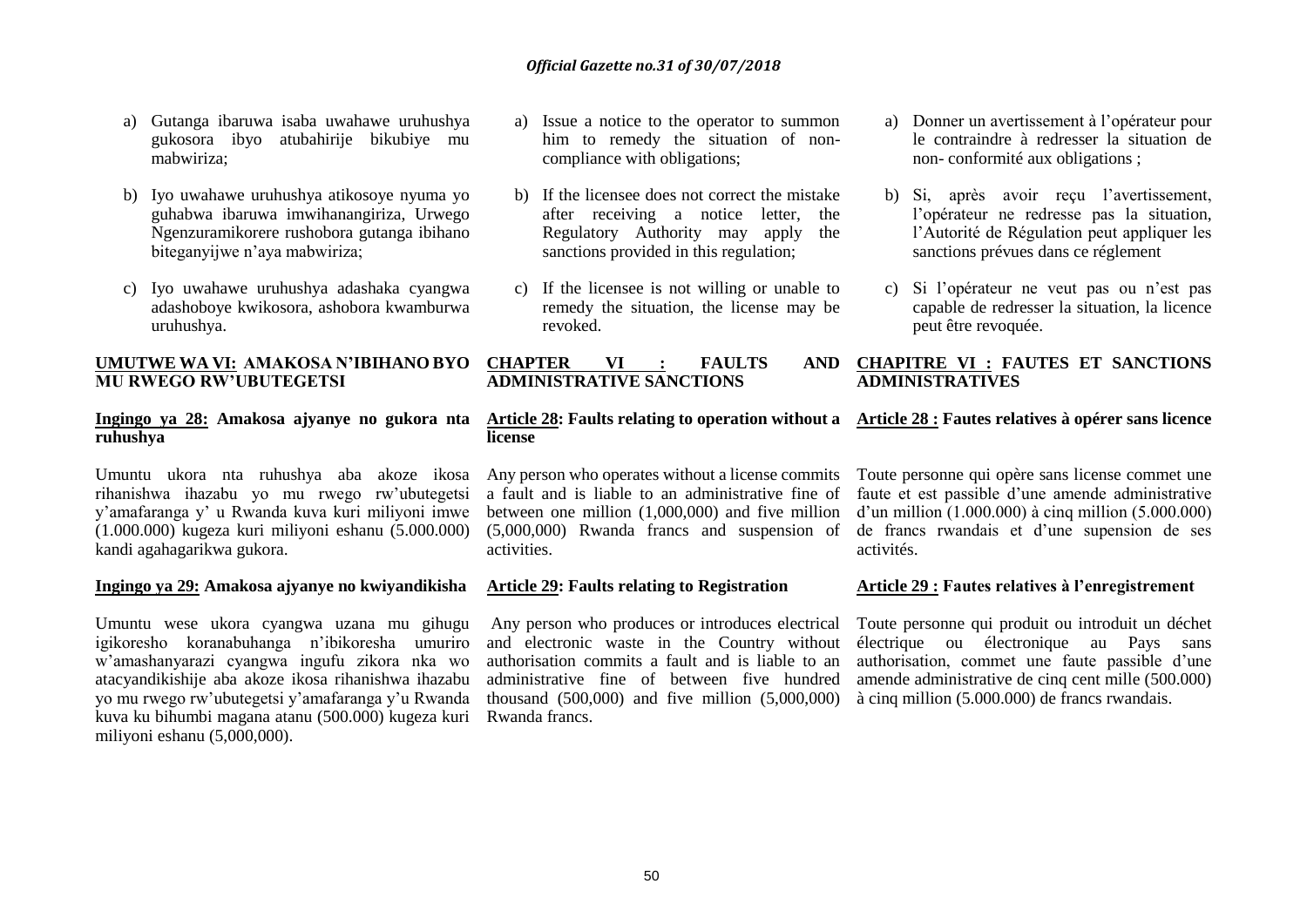a) Gutanga ibaruwa isaba uwahawe uruhushya gukosora ibyo atubahirije bikubiye mu mabwiriza;

b) Iyo uwahawe uruhushya atikosoye nyuma yo guhabwa ibaruwa imwihanangiriza, Urwego Ngenzuramikorere rushobora gutanga ibihano biteganyijwe n'aya mabwiriza;

c) Iyo uwahawe uruhushya adashaka cyangwa adashoboye kwikosora, ashobora kwamburwa uruhushya.

## UMUTWE WA VI: AMAKOSA N'IBIHANO BYO MU RWEGO RW'UBUTEGETSI

### Ingingo ya 28: Amakosa ajyanye no gukora nta ruhushya

Umuntu ukora nta ruhushya aba akoze ikosa rihanishwa ihazabu yo mu rwego rw'ubutegetsi y'amafaranga y' u Rwanda kuva kuri miliyoni imwe (1.000.000) kugeza kuri miliyoni eshanu (5.000.000) kandi agahagarikwa gukora.

### Ingingo ya 29: Amakosa ajyanye no kwiyandikisha

Umuntu wese ukora cyangwa uzana mu gihugu igikoresho koranabuhanga n'ibikoresha umuriro w'amashanyarazi cyangwa ingufu zikora nka wo atacyandikishije aba akoze ikosa rihanishwa ihazabu yo mu rwego rw'ubutegetsi y'amafaranga y'u Rwanda kuva ku bihumbi magana atanu (500.000) kugeza kuri miliyoni eshanu (5,000,000).

a) Issue a notice to the operator to summon him to remedy the situation of non-compliance with obligations;

b) If the licensee does not correct the mistake after receiving a notice letter, the Regulatory Authority may apply the sanctions provided in this regulation;

c) If the licensee is not willing or unable to remedy the situation, the license may be revoked.

## CHAPTER VI : FAULTS AND ADMINISTRATIVE SANCTIONS

### Article 28: Faults relating to operation without a license

Any person who operates without a license commits a fault and is liable to an administrative fine of between one million (1,000,000) and five million (5,000,000) Rwanda francs and suspension of activities.

### Article 29: Faults relating to Registration

Any person who produces or introduces electrical and electronic waste in the Country without authorisation commits a fault and is liable to an administrative fine of between five hundred thousand (500,000) and five million (5,000,000) Rwanda francs.

a) Donner un avertissement à l'opérateur pour le contraindre à redresser la situation de non- conformité aux obligations ;

b) Si, après avoir reçu l'avertissement, l'opérateur ne redresse pas la situation, l'Autorité de Régulation peut appliquer les sanctions prévues dans ce réglement

c) Si l'opérateur ne veut pas ou n'est pas capable de redresser la situation, la licence peut être revoquée.

## CHAPITRE VI : FAUTES ET SANCTIONS ADMINISTRATIVES

### Article 28 : Fautes relatives à opérer sans licence

Toute personne qui opère sans license commet une faute et est passible d'une amende administrative d'un million (1.000.000) à cinq million (5.000.000) de francs rwandais et d'une supension de ses activités.

### Article 29 : Fautes relatives à l'enregistrement

Toute personne qui produit ou introduit un déchet électrique ou électronique au Pays sans authorisation, commet une faute passible d'une amende administrative de cinq cent mille (500.000) à cinq million (5.000.000) de francs rwandais.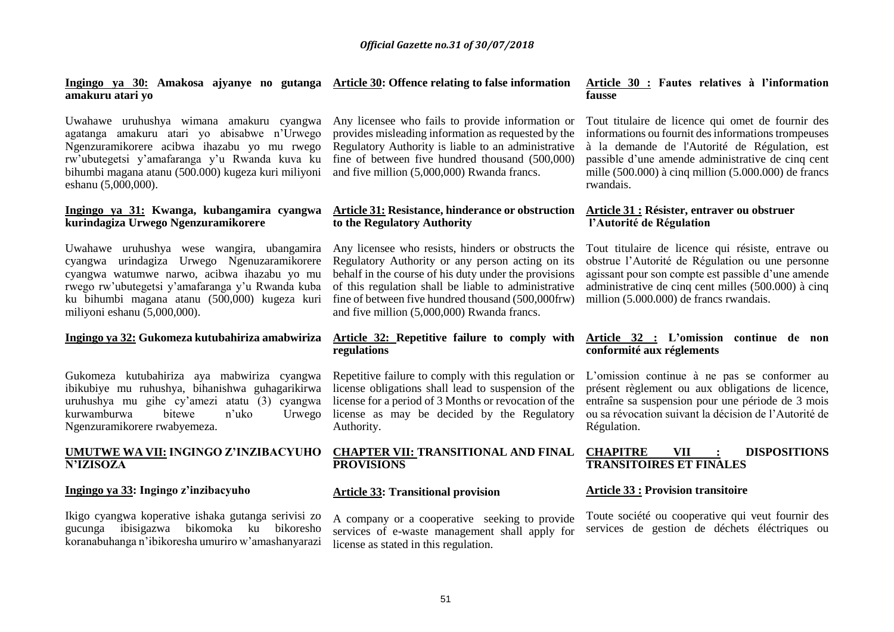**Ingingo ya 30: Amakosa ajyanye no gutanga amakuru atari yo**

Uwahawe uruhushya wimana amakuru cyangwa agatanga amakuru atari yo abisabwe n'Urwego Ngenzuramikorere acibwa ihazabu yo mu rwego rw'ubutegetsi y'amafaranga y'u Rwanda kuva ku bihumbi magana atanu (500.000) kugeza kuri miliyoni eshanu (5,000,000).

**Ingingo ya 31: Kwanga, kubangamira cyangwa kurindagiza Urwego Ngenzuramikorere**

Uwahawe uruhushya wese wangira, ubangamira cyangwa urindagiza Urwego Ngenuzaramikorere cyangwa watumwe narwo, acibwa ihazabu yo mu rwego rw'ubutegetsi y'amafaranga y'u Rwanda kuba ku bihumbi magana atanu (500,000) kugeza kuri miliyoni eshanu (5,000,000).

**Ingingo ya 32: Gukomeza kutubahiriza amabwiriza**

Gukomeza kutubahiriza aya mabwiriza cyangwa ibikubiye mu ruhushya, bihanishwa guhagarikirwa uruhushya mu gihe cy'amezi atatu (3) cyangwa kurwamburwa bitewe n'uko Urwego Ngenzuramikorere rwabyemeza.

**UMUTWE WA VII: INGINGO Z'INZIBACYUHO N'IZISOZA**

**Ingingo ya 33: Ingingo z'inzibacyuho**

Ikigo cyangwa koperative ishaka gutanga serivisi zo gucunga ibisigazwa bikomoka ku bikoresho koranabuhanga n'ibikoresha umuriro w'amashanyarazi

**Article 30: Offence relating to false information**

Any licensee who fails to provide information or provides misleading information as requested by the Regulatory Authority is liable to an administrative fine of between five hundred thousand (500,000) and five million (5,000,000) Rwanda francs.

**Article 31: Resistance, hinderance or obstruction to the Regulatory Authority**

Any licensee who resists, hinders or obstructs the Regulatory Authority or any person acting on its behalf in the course of his duty under the provisions of this regulation shall be liable to administrative fine of between five hundred thousand (500,000frw) and five million (5,000,000) Rwanda francs.

**Article 32: Repetitive failure to comply with regulations**

Repetitive failure to comply with this regulation or license obligations shall lead to suspension of the license for a period of 3 Months or revocation of the license as may be decided by the Regulatory Authority.

**CHAPTER VII: TRANSITIONAL AND FINAL PROVISIONS**

**Article 33: Transitional provision**

A company or a cooperative seeking to provide services of e-waste management shall apply for license as stated in this regulation.

**Article 30 : Fautes relatives à l'information fausse**

Tout titulaire de licence qui omet de fournir des informations ou fournit des informations trompeuses à la demande de l'Autorité de Régulation, est passible d'une amende administrative de cinq cent mille (500.000) à cinq million (5.000.000) de francs rwandais.

**Article 31 : Résister, entraver ou obstruer l'Autorité de Régulation**

Tout titulaire de licence qui résiste, entrave ou obstrue l'Autorité de Régulation ou une personne agissant pour son compte est passible d'une amende administrative de cinq cent milles (500.000) à cinq million (5.000.000) de francs rwandais.

**Article 32 : L'omission continue de non conformité aux réglements**

L'omission continue à ne pas se conformer au présent règlement ou aux obligations de licence, entraîne sa suspension pour une période de 3 mois ou sa révocation suivant la décision de l'Autorité de Régulation.

**CHAPITRE VII : DISPOSITIONS TRANSITOIRES ET FINALES**

**Article 33 : Provision transitoire**

Toute société ou cooperative qui veut fournir des services de gestion de déchets éléctriques ou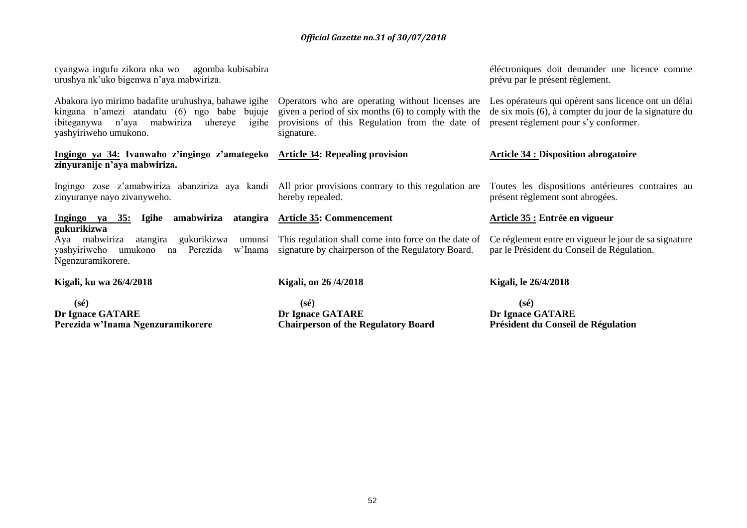cyangwa ingufu zikora nka wo agomba kubisabira urushya nk'uko bigenwa n'aya mabwiriza.

éléctroniques doit demander une licence comme prévu par le présent règlement.

Abakora iyo mirimo badafite uruhushya, bahawe igihe kingana n'amezi atandatu (6) ngo babe bujuje ibiteganywa n'aya mabwiriza uhereye igihe yashyiriweho umukono.

Operators who are operating without licenses are given a period of six months (6) to comply with the provisions of this Regulation from the date of signature.

Les opérateurs qui opèrent sans licence ont un délai de six mois (6), à compter du jour de la signature du present règlement pour s'y conformer.

**<u>Ingingo ya 34:</u> Ivanwaho z'ingingo z'amategeko zinyuranije n'aya mabwiriza.**

Ingingo zose z'amabwiriza abanziriza aya kandi zinyuranye nayo zivanyweho.

**<u>Article 34</u>: Repealing provision**

All prior provisions contrary to this regulation are hereby repealed.

**<u>Article 34 :</u> Disposition abrogatoire**

Toutes les dispositions antérieures contraires au présent règlement sont abrogées.

**<u>Ingingo ya 35:</u> Igihe amabwiriza atangira gukurikizwa**

Aya mabwiriza atangira gukurikizwa umunsi yashyiriweho umukono na Perezida w'Inama Ngenzuramikorere.

**<u>Article 35</u>: Commencement**

This regulation shall come into force on the date of signature by chairperson of the Regulatory Board.

**<u>Article 35 :</u> Entrée en vigueur**

Ce réglement entre en vigueur le jour de sa signature par le Président du Conseil de Régulation.

**Kigali, ku wa 26/4/2018**

**(sé)**
**Dr Ignace GATARE**
**Perezida w'Inama Ngenzuramikorere**

**Kigali, on 26 /4/2018**

**(sé)**
**Dr Ignace GATARE**
**Chairperson of the Regulatory Board**

**Kigali, le 26/4/2018**

**(sé)**
**Dr Ignace GATARE**
**Président du Conseil de Régulation**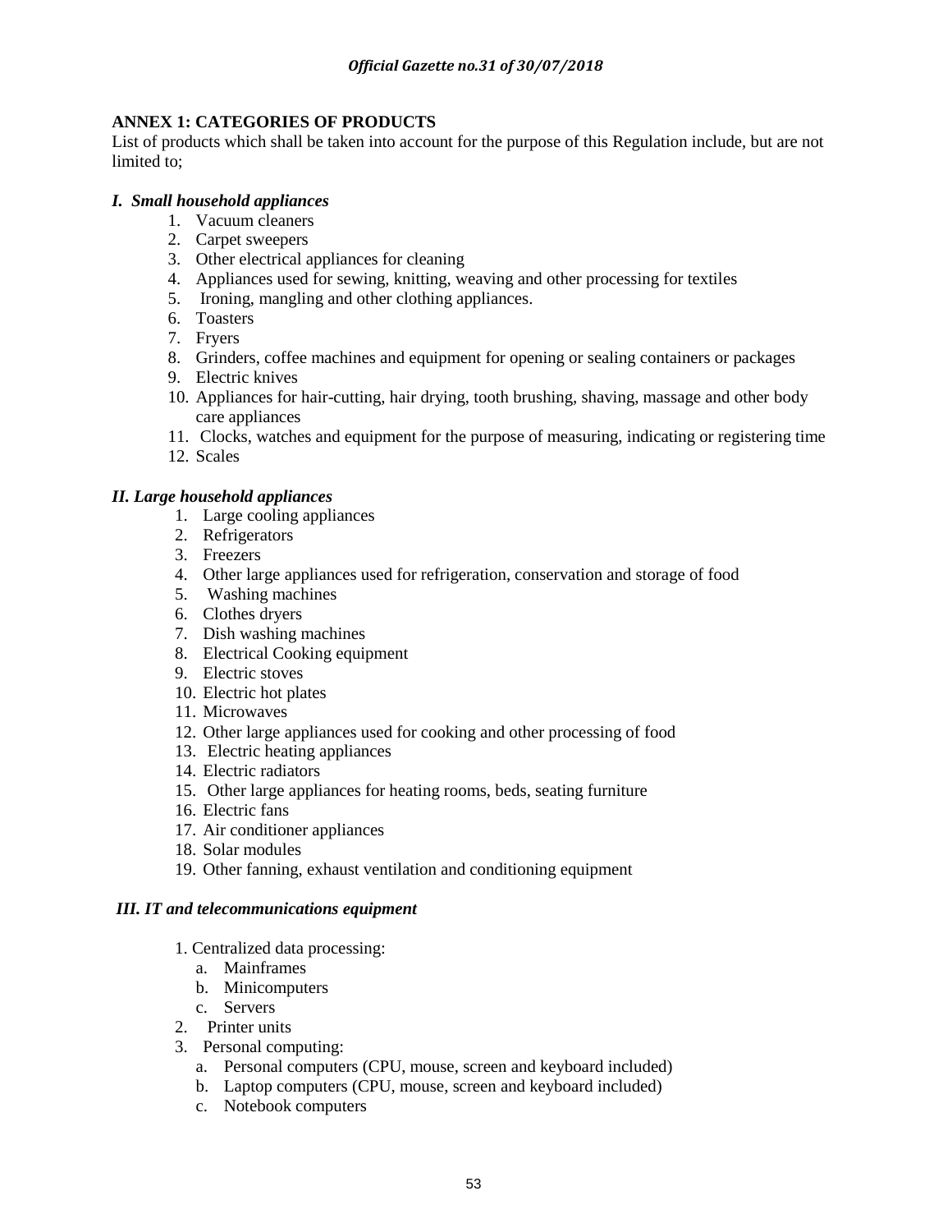## ANNEX 1: CATEGORIES OF PRODUCTS

List of products which shall be taken into account for the purpose of this Regulation include, but are not limited to;

### *I. Small household appliances*

1. Vacuum cleaners
2. Carpet sweepers
3. Other electrical appliances for cleaning
4. Appliances used for sewing, knitting, weaving and other processing for textiles
5. Ironing, mangling and other clothing appliances.
6. Toasters
7. Fryers
8. Grinders, coffee machines and equipment for opening or sealing containers or packages
9. Electric knives
10. Appliances for hair-cutting, hair drying, tooth brushing, shaving, massage and other body care appliances
11. Clocks, watches and equipment for the purpose of measuring, indicating or registering time
12. Scales

### *II. Large household appliances*

1. Large cooling appliances
2. Refrigerators
3. Freezers
4. Other large appliances used for refrigeration, conservation and storage of food
5. Washing machines
6. Clothes dryers
7. Dish washing machines
8. Electrical Cooking equipment
9. Electric stoves
10. Electric hot plates
11. Microwaves
12. Other large appliances used for cooking and other processing of food
13. Electric heating appliances
14. Electric radiators
15. Other large appliances for heating rooms, beds, seating furniture
16. Electric fans
17. Air conditioner appliances
18. Solar modules
19. Other fanning, exhaust ventilation and conditioning equipment

### *III. IT and telecommunications equipment*

1. Centralized data processing:
   a. Mainframes
   b. Minicomputers
   c. Servers
2. Printer units
3. Personal computing:
   a. Personal computers (CPU, mouse, screen and keyboard included)
   b. Laptop computers (CPU, mouse, screen and keyboard included)
   c. Notebook computers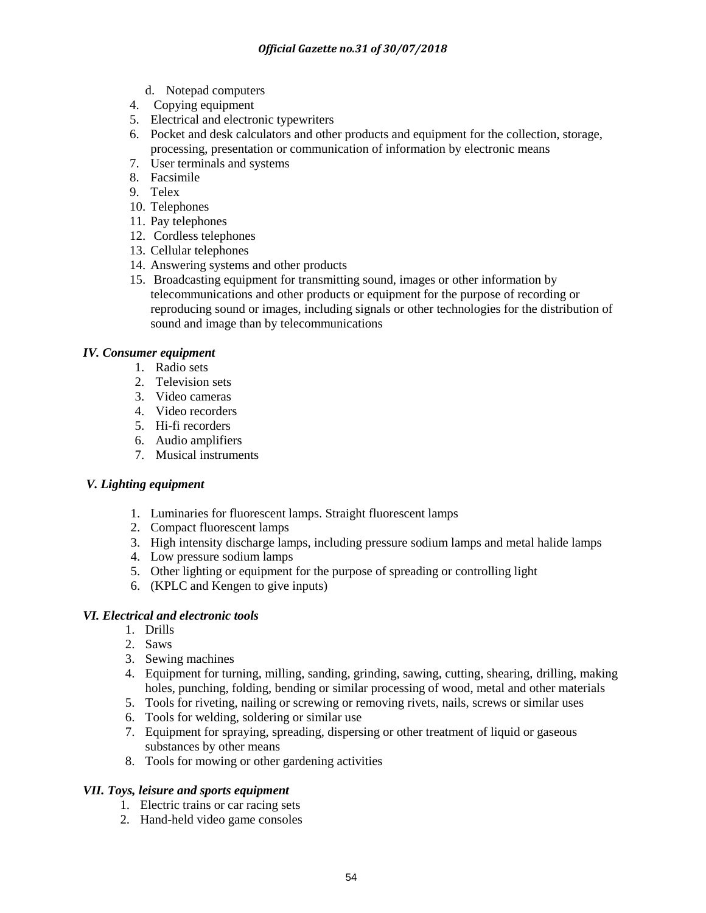d. Notepad computers

4. Copying equipment
5. Electrical and electronic typewriters
6. Pocket and desk calculators and other products and equipment for the collection, storage, processing, presentation or communication of information by electronic means
7. User terminals and systems
8. Facsimile
9. Telex
10. Telephones
11. Pay telephones
12. Cordless telephones
13. Cellular telephones
14. Answering systems and other products
15. Broadcasting equipment for transmitting sound, images or other information by telecommunications and other products or equipment for the purpose of recording or reproducing sound or images, including signals or other technologies for the distribution of sound and image than by telecommunications

### *IV. Consumer equipment*

1. Radio sets
2. Television sets
3. Video cameras
4. Video recorders
5. Hi-fi recorders
6. Audio amplifiers
7. Musical instruments

### *V. Lighting equipment*

1. Luminaries for fluorescent lamps. Straight fluorescent lamps
2. Compact fluorescent lamps
3. High intensity discharge lamps, including pressure sodium lamps and metal halide lamps
4. Low pressure sodium lamps
5. Other lighting or equipment for the purpose of spreading or controlling light
6. (KPLC and Kengen to give inputs)

### *VI. Electrical and electronic tools*

1. Drills
2. Saws
3. Sewing machines
4. Equipment for turning, milling, sanding, grinding, sawing, cutting, shearing, drilling, making holes, punching, folding, bending or similar processing of wood, metal and other materials
5. Tools for riveting, nailing or screwing or removing rivets, nails, screws or similar uses
6. Tools for welding, soldering or similar use
7. Equipment for spraying, spreading, dispersing or other treatment of liquid or gaseous substances by other means
8. Tools for mowing or other gardening activities

### *VII. Toys, leisure and sports equipment*

1. Electric trains or car racing sets
2. Hand-held video game consoles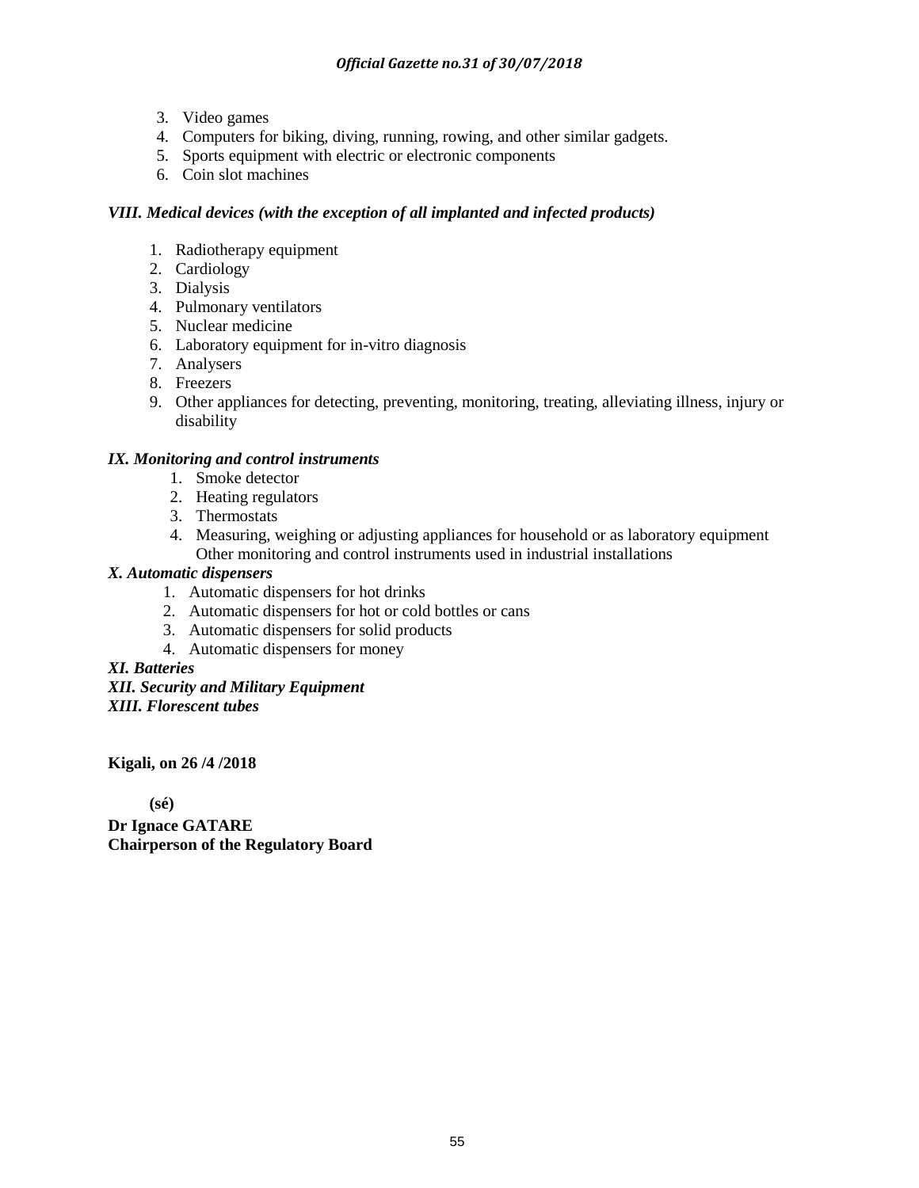3. Video games
4. Computers for biking, diving, running, rowing, and other similar gadgets.
5. Sports equipment with electric or electronic components
6. Coin slot machines

***VIII. Medical devices (with the exception of all implanted and infected products)***

1. Radiotherapy equipment
2. Cardiology
3. Dialysis
4. Pulmonary ventilators
5. Nuclear medicine
6. Laboratory equipment for in-vitro diagnosis
7. Analysers
8. Freezers
9. Other appliances for detecting, preventing, monitoring, treating, alleviating illness, injury or disability

***IX. Monitoring and control instruments***

1. Smoke detector
2. Heating regulators
3. Thermostats
4. Measuring, weighing or adjusting appliances for household or as laboratory equipment
   Other monitoring and control instruments used in industrial installations

***X. Automatic dispensers***

1. Automatic dispensers for hot drinks
2. Automatic dispensers for hot or cold bottles or cans
3. Automatic dispensers for solid products
4. Automatic dispensers for money

***XI. Batteries***

***XII. Security and Military Equipment***

***XIII. Florescent tubes***

**Kigali, on 26 /4 /2018**

**(sé)**

**Dr Ignace GATARE**
**Chairperson of the Regulatory Board**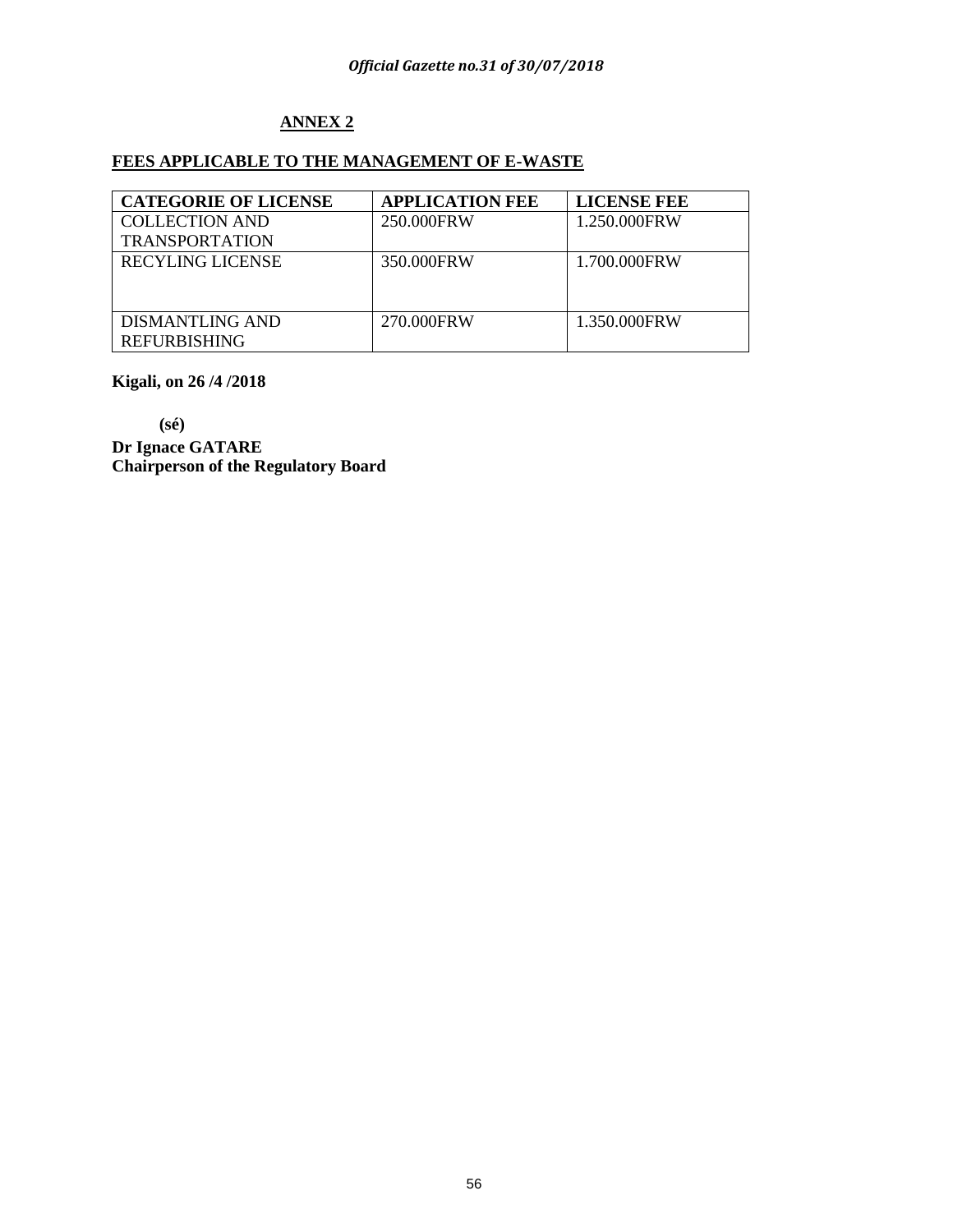## ANNEX 2

### FEES APPLICABLE TO THE MANAGEMENT OF E-WASTE

| CATEGORIE OF LICENSE | APPLICATION FEE | LICENSE FEE |
|---|---|---|
| COLLECTION AND TRANSPORTATION | 250.000FRW | 1.250.000FRW |
| RECYLING LICENSE | 350.000FRW | 1.700.000FRW |
| DISMANTLING AND REFURBISHING | 270.000FRW | 1.350.000FRW |

**Kigali, on 26 /4 /2018**

**(sé)**

**Dr Ignace GATARE**
**Chairperson of the Regulatory Board**